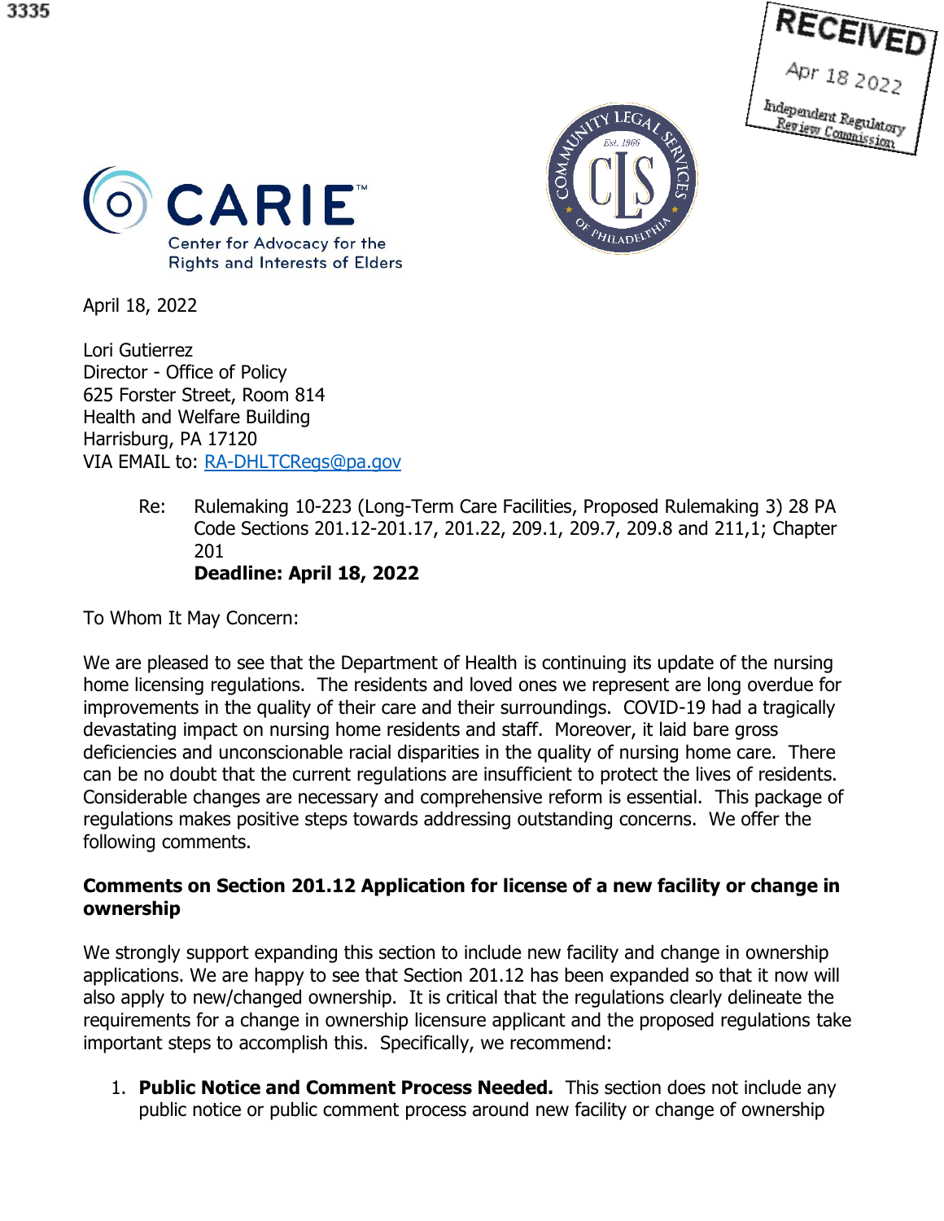3335

RECEIVED
Apr 18 2022
Independent Regulatory Review Commission

CARIE™
Center for Advocacy for the Rights and Interests of Elders

COMMUNITY LEGAL SERVICES OF PHILADELPHIA
Est. 1966
CLS

April 18, 2022

Lori Gutierrez
Director - Office of Policy
625 Forster Street, Room 814
Health and Welfare Building
Harrisburg, PA 17120
VIA EMAIL to: RA-DHLTCRegs@pa.gov

Re: Rulemaking 10-223 (Long-Term Care Facilities, Proposed Rulemaking 3) 28 PA Code Sections 201.12-201.17, 201.22, 209.1, 209.7, 209.8 and 211,1; Chapter 201
**Deadline: April 18, 2022**

To Whom It May Concern:

We are pleased to see that the Department of Health is continuing its update of the nursing home licensing regulations. The residents and loved ones we represent are long overdue for improvements in the quality of their care and their surroundings. COVID-19 had a tragically devastating impact on nursing home residents and staff. Moreover, it laid bare gross deficiencies and unconscionable racial disparities in the quality of nursing home care. There can be no doubt that the current regulations are insufficient to protect the lives of residents. Considerable changes are necessary and comprehensive reform is essential. This package of regulations makes positive steps towards addressing outstanding concerns. We offer the following comments.

**Comments on Section 201.12 Application for license of a new facility or change in ownership**

We strongly support expanding this section to include new facility and change in ownership applications. We are happy to see that Section 201.12 has been expanded so that it now will also apply to new/changed ownership. It is critical that the regulations clearly delineate the requirements for a change in ownership licensure applicant and the proposed regulations take important steps to accomplish this. Specifically, we recommend:

1. **Public Notice and Comment Process Needed.** This section does not include any public notice or public comment process around new facility or change of ownership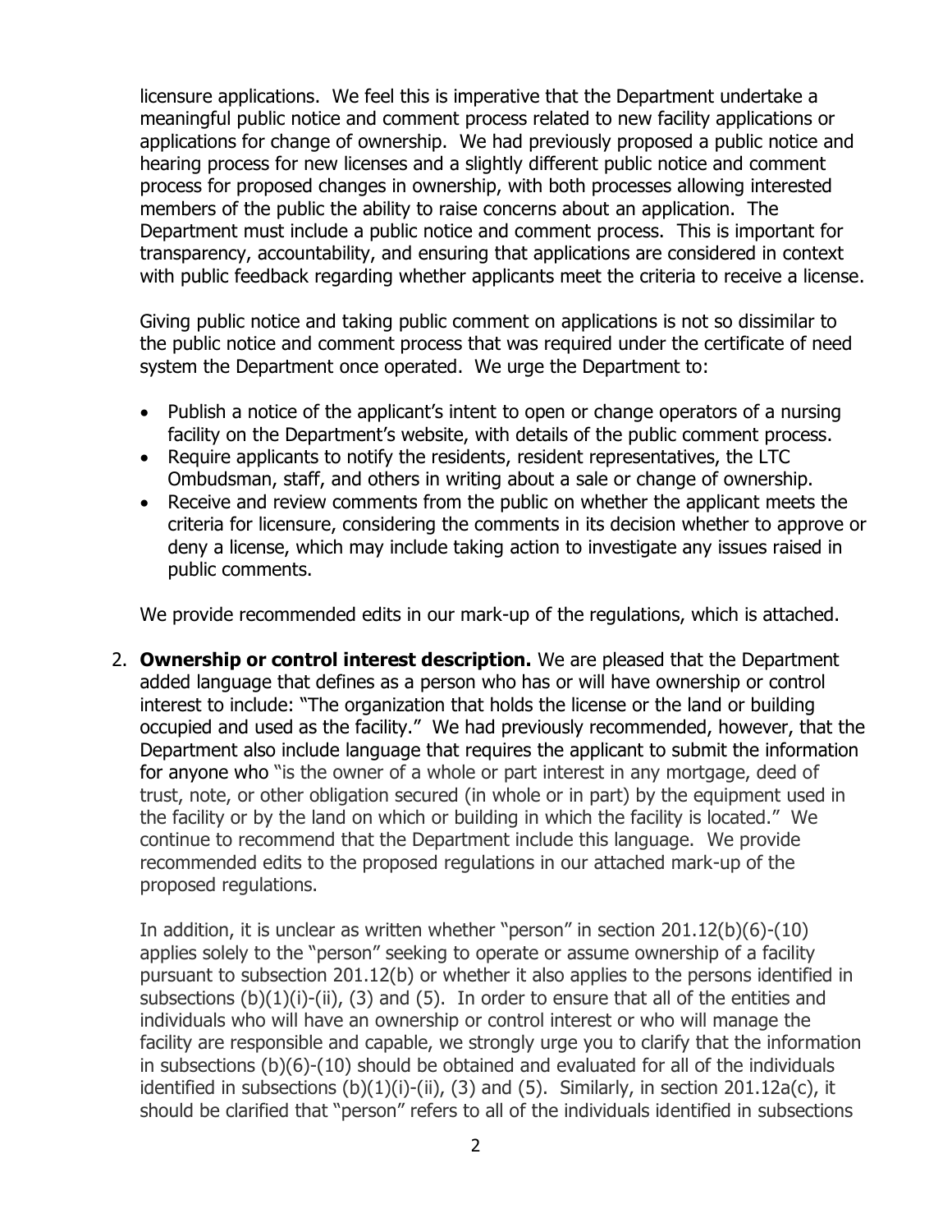licensure applications. We feel this is imperative that the Department undertake a meaningful public notice and comment process related to new facility applications or applications for change of ownership. We had previously proposed a public notice and hearing process for new licenses and a slightly different public notice and comment process for proposed changes in ownership, with both processes allowing interested members of the public the ability to raise concerns about an application. The Department must include a public notice and comment process. This is important for transparency, accountability, and ensuring that applications are considered in context with public feedback regarding whether applicants meet the criteria to receive a license.

Giving public notice and taking public comment on applications is not so dissimilar to the public notice and comment process that was required under the certificate of need system the Department once operated. We urge the Department to:

- Publish a notice of the applicant's intent to open or change operators of a nursing facility on the Department's website, with details of the public comment process.
- Require applicants to notify the residents, resident representatives, the LTC Ombudsman, staff, and others in writing about a sale or change of ownership.
- Receive and review comments from the public on whether the applicant meets the criteria for licensure, considering the comments in its decision whether to approve or deny a license, which may include taking action to investigate any issues raised in public comments.

We provide recommended edits in our mark-up of the regulations, which is attached.

2. **Ownership or control interest description.** We are pleased that the Department added language that defines as a person who has or will have ownership or control interest to include: "The organization that holds the license or the land or building occupied and used as the facility." We had previously recommended, however, that the Department also include language that requires the applicant to submit the information for anyone who "is the owner of a whole or part interest in any mortgage, deed of trust, note, or other obligation secured (in whole or in part) by the equipment used in the facility or by the land on which or building in which the facility is located." We continue to recommend that the Department include this language. We provide recommended edits to the proposed regulations in our attached mark-up of the proposed regulations.

   In addition, it is unclear as written whether "person" in section 201.12(b)(6)-(10) applies solely to the "person" seeking to operate or assume ownership of a facility pursuant to subsection 201.12(b) or whether it also applies to the persons identified in subsections (b)(1)(i)-(ii), (3) and (5). In order to ensure that all of the entities and individuals who will have an ownership or control interest or who will manage the facility are responsible and capable, we strongly urge you to clarify that the information in subsections (b)(6)-(10) should be obtained and evaluated for all of the individuals identified in subsections (b)(1)(i)-(ii), (3) and (5). Similarly, in section 201.12a(c), it should be clarified that "person" refers to all of the individuals identified in subsections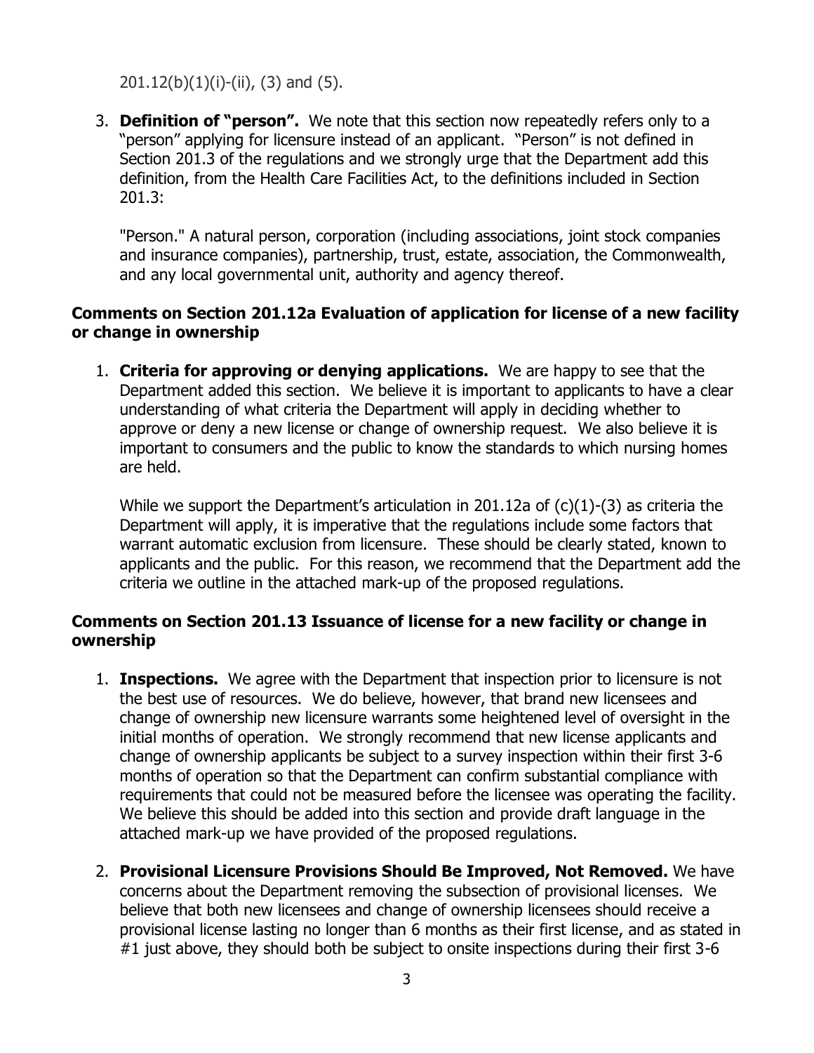201.12(b)(1)(i)-(ii), (3) and (5).

3. **Definition of "person".** We note that this section now repeatedly refers only to a "person" applying for licensure instead of an applicant. "Person" is not defined in Section 201.3 of the regulations and we strongly urge that the Department add this definition, from the Health Care Facilities Act, to the definitions included in Section 201.3:

   "Person." A natural person, corporation (including associations, joint stock companies and insurance companies), partnership, trust, estate, association, the Commonwealth, and any local governmental unit, authority and agency thereof.

**Comments on Section 201.12a Evaluation of application for license of a new facility or change in ownership**

1. **Criteria for approving or denying applications.** We are happy to see that the Department added this section. We believe it is important to applicants to have a clear understanding of what criteria the Department will apply in deciding whether to approve or deny a new license or change of ownership request. We also believe it is important to consumers and the public to know the standards to which nursing homes are held.

   While we support the Department's articulation in 201.12a of (c)(1)-(3) as criteria the Department will apply, it is imperative that the regulations include some factors that warrant automatic exclusion from licensure. These should be clearly stated, known to applicants and the public. For this reason, we recommend that the Department add the criteria we outline in the attached mark-up of the proposed regulations.

**Comments on Section 201.13 Issuance of license for a new facility or change in ownership**

1. **Inspections.** We agree with the Department that inspection prior to licensure is not the best use of resources. We do believe, however, that brand new licensees and change of ownership new licensure warrants some heightened level of oversight in the initial months of operation. We strongly recommend that new license applicants and change of ownership applicants be subject to a survey inspection within their first 3-6 months of operation so that the Department can confirm substantial compliance with requirements that could not be measured before the licensee was operating the facility. We believe this should be added into this section and provide draft language in the attached mark-up we have provided of the proposed regulations.

2. **Provisional Licensure Provisions Should Be Improved, Not Removed.** We have concerns about the Department removing the subsection of provisional licenses. We believe that both new licensees and change of ownership licensees should receive a provisional license lasting no longer than 6 months as their first license, and as stated in #1 just above, they should both be subject to onsite inspections during their first 3-6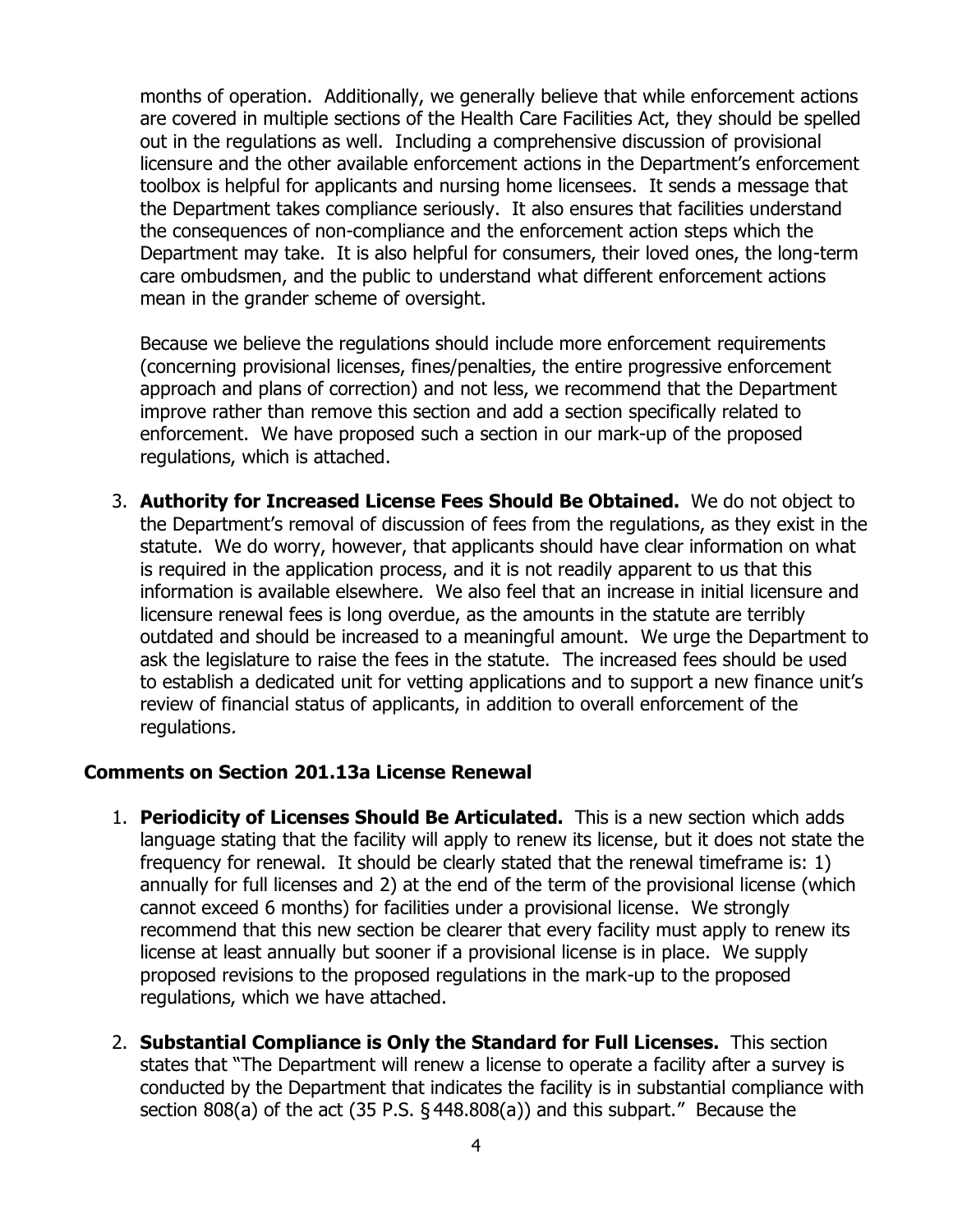months of operation. Additionally, we generally believe that while enforcement actions are covered in multiple sections of the Health Care Facilities Act, they should be spelled out in the regulations as well. Including a comprehensive discussion of provisional licensure and the other available enforcement actions in the Department's enforcement toolbox is helpful for applicants and nursing home licensees. It sends a message that the Department takes compliance seriously. It also ensures that facilities understand the consequences of non-compliance and the enforcement action steps which the Department may take. It is also helpful for consumers, their loved ones, the long-term care ombudsmen, and the public to understand what different enforcement actions mean in the grander scheme of oversight.

Because we believe the regulations should include more enforcement requirements (concerning provisional licenses, fines/penalties, the entire progressive enforcement approach and plans of correction) and not less, we recommend that the Department improve rather than remove this section and add a section specifically related to enforcement. We have proposed such a section in our mark-up of the proposed regulations, which is attached.

3. **Authority for Increased License Fees Should Be Obtained.** We do not object to the Department's removal of discussion of fees from the regulations, as they exist in the statute. We do worry, however, that applicants should have clear information on what is required in the application process, and it is not readily apparent to us that this information is available elsewhere. We also feel that an increase in initial licensure and licensure renewal fees is long overdue, as the amounts in the statute are terribly outdated and should be increased to a meaningful amount. We urge the Department to ask the legislature to raise the fees in the statute. The increased fees should be used to establish a dedicated unit for vetting applications and to support a new finance unit's review of financial status of applicants, in addition to overall enforcement of the regulations.

### Comments on Section 201.13a License Renewal

1. **Periodicity of Licenses Should Be Articulated.** This is a new section which adds language stating that the facility will apply to renew its license, but it does not state the frequency for renewal. It should be clearly stated that the renewal timeframe is: 1) annually for full licenses and 2) at the end of the term of the provisional license (which cannot exceed 6 months) for facilities under a provisional license. We strongly recommend that this new section be clearer that every facility must apply to renew its license at least annually but sooner if a provisional license is in place. We supply proposed revisions to the proposed regulations in the mark-up to the proposed regulations, which we have attached.

2. **Substantial Compliance is Only the Standard for Full Licenses.** This section states that "The Department will renew a license to operate a facility after a survey is conducted by the Department that indicates the facility is in substantial compliance with section 808(a) of the act (35 P.S. § 448.808(a)) and this subpart." Because the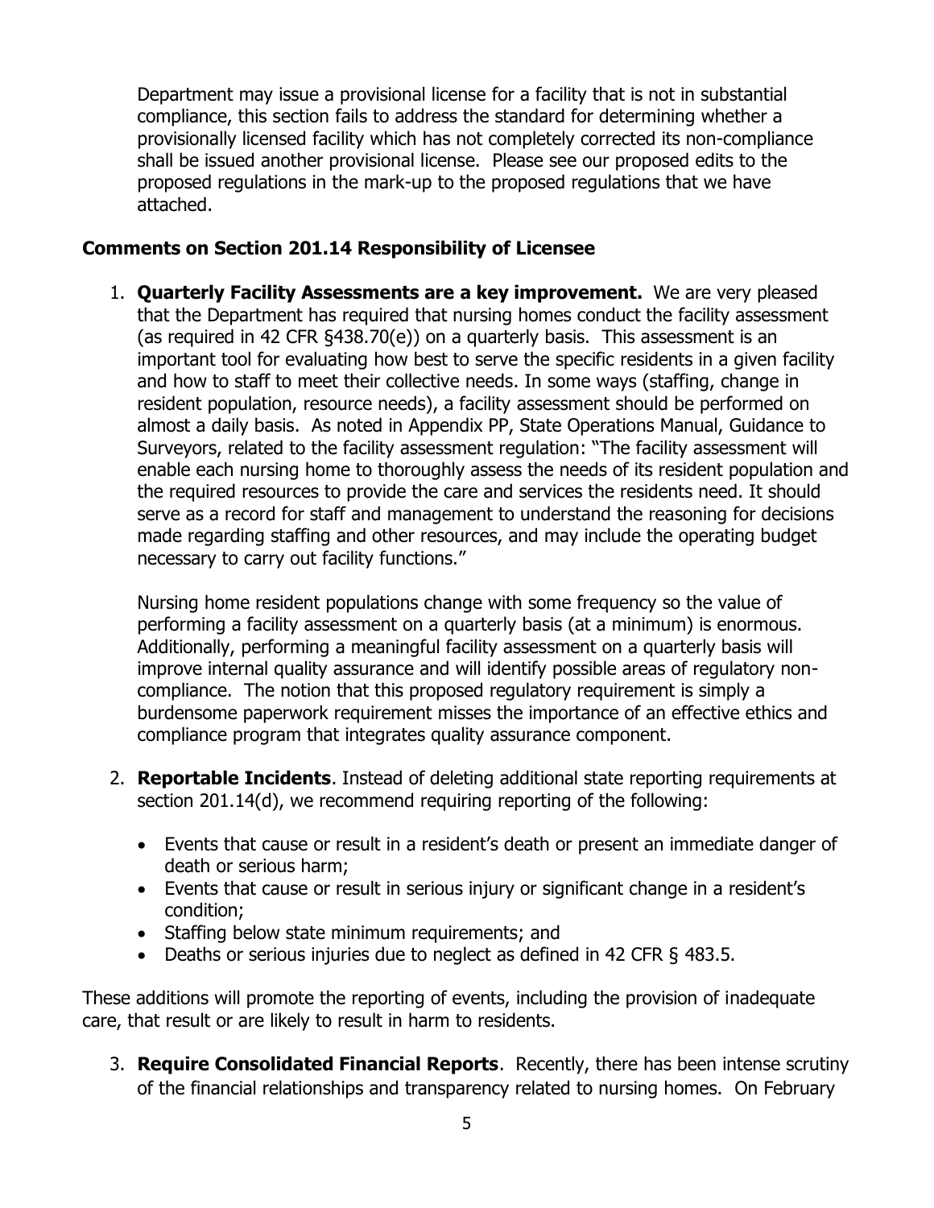Department may issue a provisional license for a facility that is not in substantial compliance, this section fails to address the standard for determining whether a provisionally licensed facility which has not completely corrected its non-compliance shall be issued another provisional license. Please see our proposed edits to the proposed regulations in the mark-up to the proposed regulations that we have attached.

### Comments on Section 201.14 Responsibility of Licensee

1. **Quarterly Facility Assessments are a key improvement.** We are very pleased that the Department has required that nursing homes conduct the facility assessment (as required in 42 CFR §438.70(e)) on a quarterly basis. This assessment is an important tool for evaluating how best to serve the specific residents in a given facility and how to staff to meet their collective needs. In some ways (staffing, change in resident population, resource needs), a facility assessment should be performed on almost a daily basis. As noted in Appendix PP, State Operations Manual, Guidance to Surveyors, related to the facility assessment regulation: "The facility assessment will enable each nursing home to thoroughly assess the needs of its resident population and the required resources to provide the care and services the residents need. It should serve as a record for staff and management to understand the reasoning for decisions made regarding staffing and other resources, and may include the operating budget necessary to carry out facility functions."

   Nursing home resident populations change with some frequency so the value of performing a facility assessment on a quarterly basis (at a minimum) is enormous. Additionally, performing a meaningful facility assessment on a quarterly basis will improve internal quality assurance and will identify possible areas of regulatory non-compliance. The notion that this proposed regulatory requirement is simply a burdensome paperwork requirement misses the importance of an effective ethics and compliance program that integrates quality assurance component.

2. **Reportable Incidents**. Instead of deleting additional state reporting requirements at section 201.14(d), we recommend requiring reporting of the following:

   - Events that cause or result in a resident's death or present an immediate danger of death or serious harm;
   - Events that cause or result in serious injury or significant change in a resident's condition;
   - Staffing below state minimum requirements; and
   - Deaths or serious injuries due to neglect as defined in 42 CFR § 483.5.

These additions will promote the reporting of events, including the provision of inadequate care, that result or are likely to result in harm to residents.

3. **Require Consolidated Financial Reports**. Recently, there has been intense scrutiny of the financial relationships and transparency related to nursing homes. On February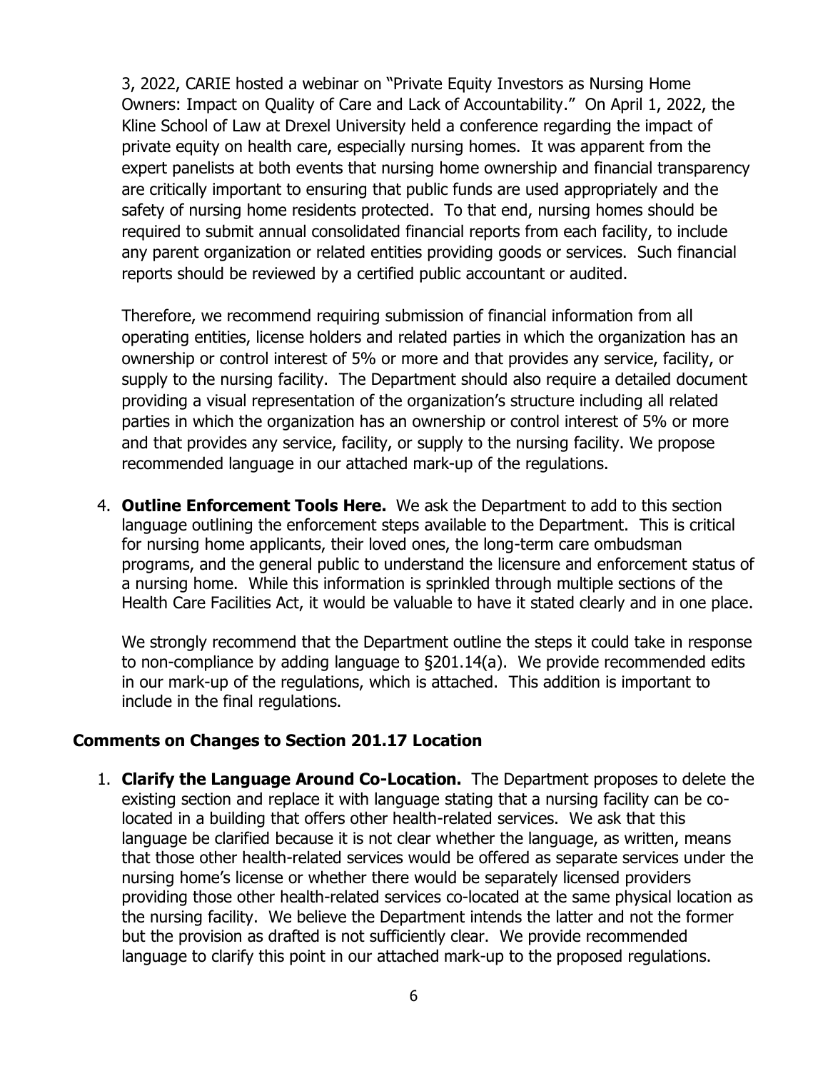3, 2022, CARIE hosted a webinar on "Private Equity Investors as Nursing Home Owners: Impact on Quality of Care and Lack of Accountability." On April 1, 2022, the Kline School of Law at Drexel University held a conference regarding the impact of private equity on health care, especially nursing homes. It was apparent from the expert panelists at both events that nursing home ownership and financial transparency are critically important to ensuring that public funds are used appropriately and the safety of nursing home residents protected. To that end, nursing homes should be required to submit annual consolidated financial reports from each facility, to include any parent organization or related entities providing goods or services. Such financial reports should be reviewed by a certified public accountant or audited.

Therefore, we recommend requiring submission of financial information from all operating entities, license holders and related parties in which the organization has an ownership or control interest of 5% or more and that provides any service, facility, or supply to the nursing facility. The Department should also require a detailed document providing a visual representation of the organization's structure including all related parties in which the organization has an ownership or control interest of 5% or more and that provides any service, facility, or supply to the nursing facility. We propose recommended language in our attached mark-up of the regulations.

4. **Outline Enforcement Tools Here.** We ask the Department to add to this section language outlining the enforcement steps available to the Department. This is critical for nursing home applicants, their loved ones, the long-term care ombudsman programs, and the general public to understand the licensure and enforcement status of a nursing home. While this information is sprinkled through multiple sections of the Health Care Facilities Act, it would be valuable to have it stated clearly and in one place.

   We strongly recommend that the Department outline the steps it could take in response to non-compliance by adding language to §201.14(a). We provide recommended edits in our mark-up of the regulations, which is attached. This addition is important to include in the final regulations.

### Comments on Changes to Section 201.17 Location

1. **Clarify the Language Around Co-Location.** The Department proposes to delete the existing section and replace it with language stating that a nursing facility can be co-located in a building that offers other health-related services. We ask that this language be clarified because it is not clear whether the language, as written, means that those other health-related services would be offered as separate services under the nursing home's license or whether there would be separately licensed providers providing those other health-related services co-located at the same physical location as the nursing facility. We believe the Department intends the latter and not the former but the provision as drafted is not sufficiently clear. We provide recommended language to clarify this point in our attached mark-up to the proposed regulations.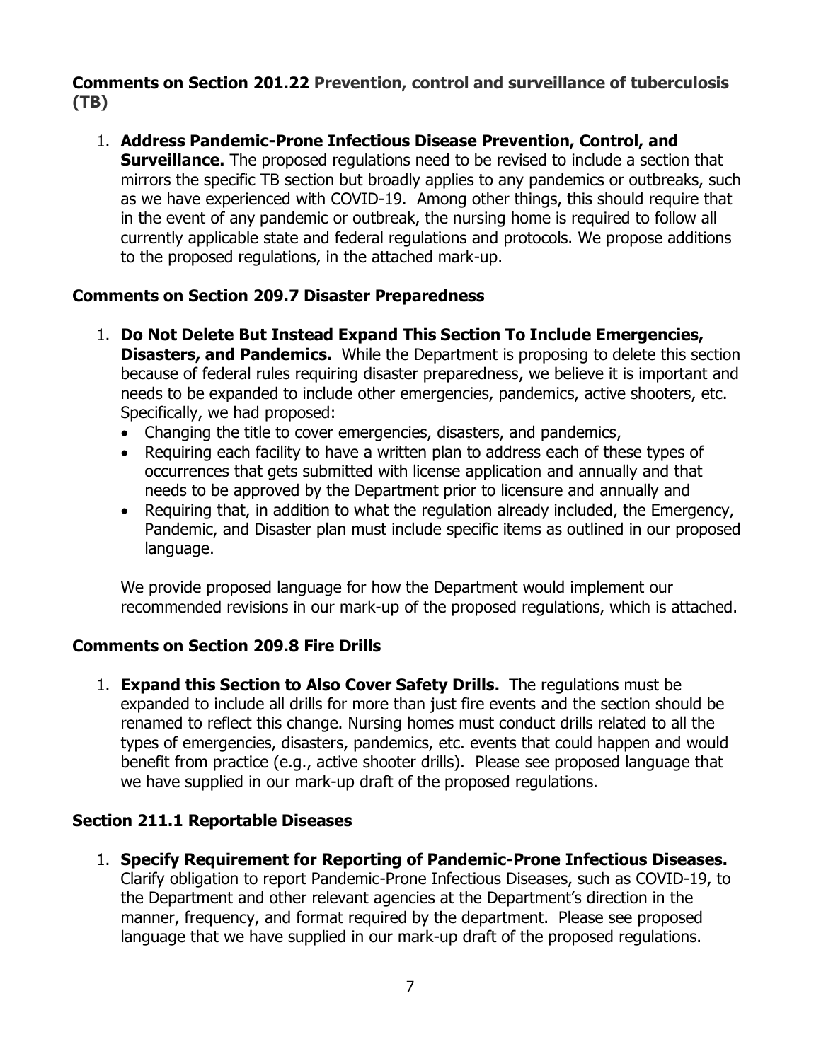**Comments on Section 201.22 Prevention, control and surveillance of tuberculosis (TB)**

1. **Address Pandemic-Prone Infectious Disease Prevention, Control, and Surveillance.** The proposed regulations need to be revised to include a section that mirrors the specific TB section but broadly applies to any pandemics or outbreaks, such as we have experienced with COVID-19. Among other things, this should require that in the event of any pandemic or outbreak, the nursing home is required to follow all currently applicable state and federal regulations and protocols. We propose additions to the proposed regulations, in the attached mark-up.

**Comments on Section 209.7 Disaster Preparedness**

1. **Do Not Delete But Instead Expand This Section To Include Emergencies, Disasters, and Pandemics.** While the Department is proposing to delete this section because of federal rules requiring disaster preparedness, we believe it is important and needs to be expanded to include other emergencies, pandemics, active shooters, etc. Specifically, we had proposed:
   - Changing the title to cover emergencies, disasters, and pandemics,
   - Requiring each facility to have a written plan to address each of these types of occurrences that gets submitted with license application and annually and that needs to be approved by the Department prior to licensure and annually and
   - Requiring that, in addition to what the regulation already included, the Emergency, Pandemic, and Disaster plan must include specific items as outlined in our proposed language.

   We provide proposed language for how the Department would implement our recommended revisions in our mark-up of the proposed regulations, which is attached.

**Comments on Section 209.8 Fire Drills**

1. **Expand this Section to Also Cover Safety Drills.** The regulations must be expanded to include all drills for more than just fire events and the section should be renamed to reflect this change. Nursing homes must conduct drills related to all the types of emergencies, disasters, pandemics, etc. events that could happen and would benefit from practice (e.g., active shooter drills). Please see proposed language that we have supplied in our mark-up draft of the proposed regulations.

**Section 211.1 Reportable Diseases**

1. **Specify Requirement for Reporting of Pandemic-Prone Infectious Diseases.** Clarify obligation to report Pandemic-Prone Infectious Diseases, such as COVID-19, to the Department and other relevant agencies at the Department's direction in the manner, frequency, and format required by the department. Please see proposed language that we have supplied in our mark-up draft of the proposed regulations.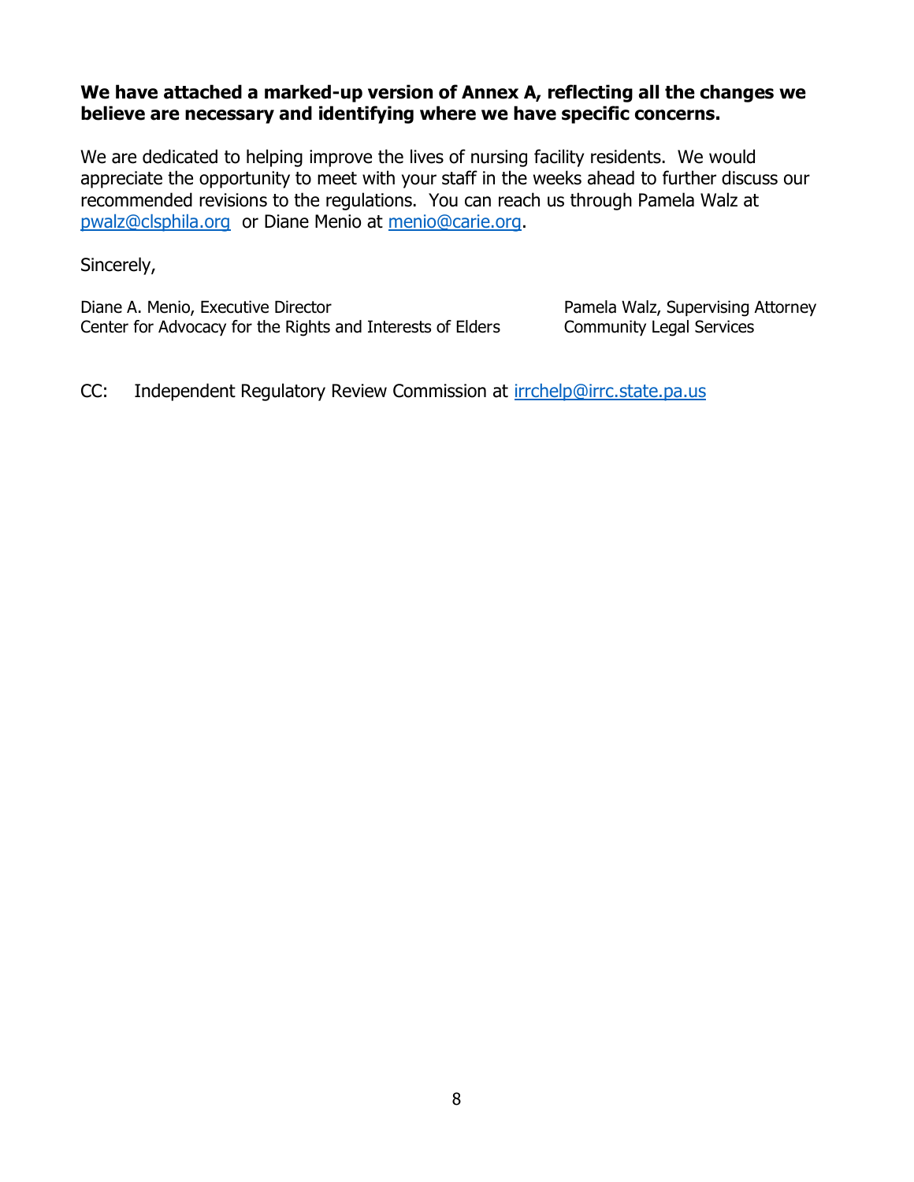**We have attached a marked-up version of Annex A, reflecting all the changes we believe are necessary and identifying where we have specific concerns.**

We are dedicated to helping improve the lives of nursing facility residents. We would appreciate the opportunity to meet with your staff in the weeks ahead to further discuss our recommended revisions to the regulations. You can reach us through Pamela Walz at pwalz@clsphila.org or Diane Menio at menio@carie.org.

Sincerely,

Diane A. Menio, Executive Director
Center for Advocacy for the Rights and Interests of Elders

Pamela Walz, Supervising Attorney
Community Legal Services

CC: Independent Regulatory Review Commission at irrchelp@irrc.state.pa.us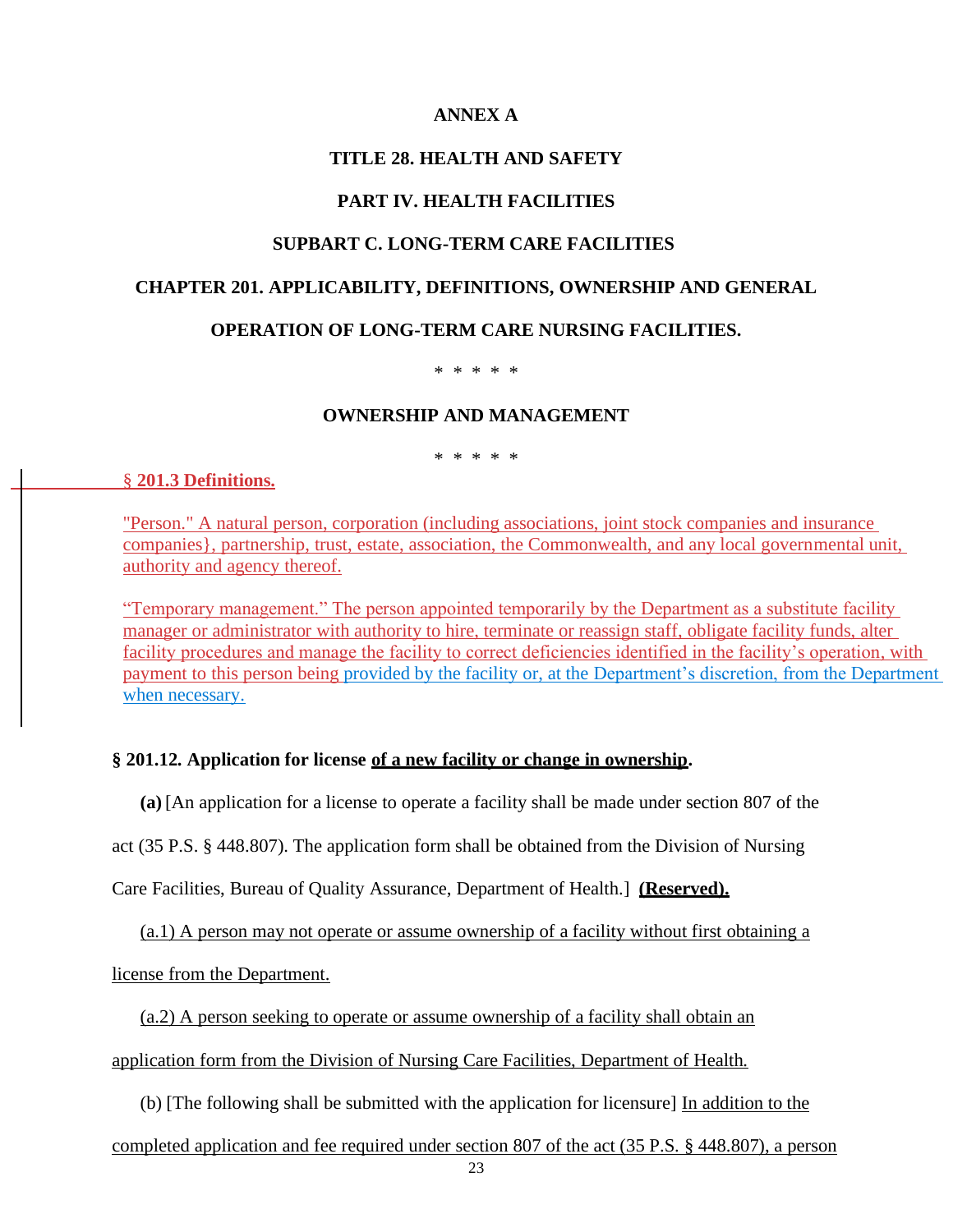**ANNEX A**

**TITLE 28. HEALTH AND SAFETY**

**PART IV. HEALTH FACILITIES**

**SUBPART C. LONG-TERM CARE FACILITIES**

**CHAPTER 201. APPLICABILITY, DEFINITIONS, OWNERSHIP AND GENERAL OPERATION OF LONG-TERM CARE NURSING FACILITIES.**

\* \* \* \* \*

**OWNERSHIP AND MANAGEMENT**

\* \* \* \* \*

**§ 201.3 Definitions.**

"Person." A natural person, corporation (including associations, joint stock companies and insurance companies}, partnership, trust, estate, association, the Commonwealth, and any local governmental unit, authority and agency thereof.

"Temporary management." The person appointed temporarily by the Department as a substitute facility manager or administrator with authority to hire, terminate or reassign staff, obligate facility funds, alter facility procedures and manage the facility to correct deficiencies identified in the facility's operation, with payment to this person being provided by the facility or, at the Department's discretion, from the Department when necessary.

**§ 201.12. Application for license of a new facility or change in ownership.**

**(a)** [An application for a license to operate a facility shall be made under section 807 of the act (35 P.S. § 448.807). The application form shall be obtained from the Division of Nursing Care Facilities, Bureau of Quality Assurance, Department of Health.] **(Reserved).**

(a.1) A person may not operate or assume ownership of a facility without first obtaining a license from the Department.

(a.2) A person seeking to operate or assume ownership of a facility shall obtain an application form from the Division of Nursing Care Facilities, Department of Health.

(b) [The following shall be submitted with the application for licensure] In addition to the completed application and fee required under section 807 of the act (35 P.S. § 448.807), a person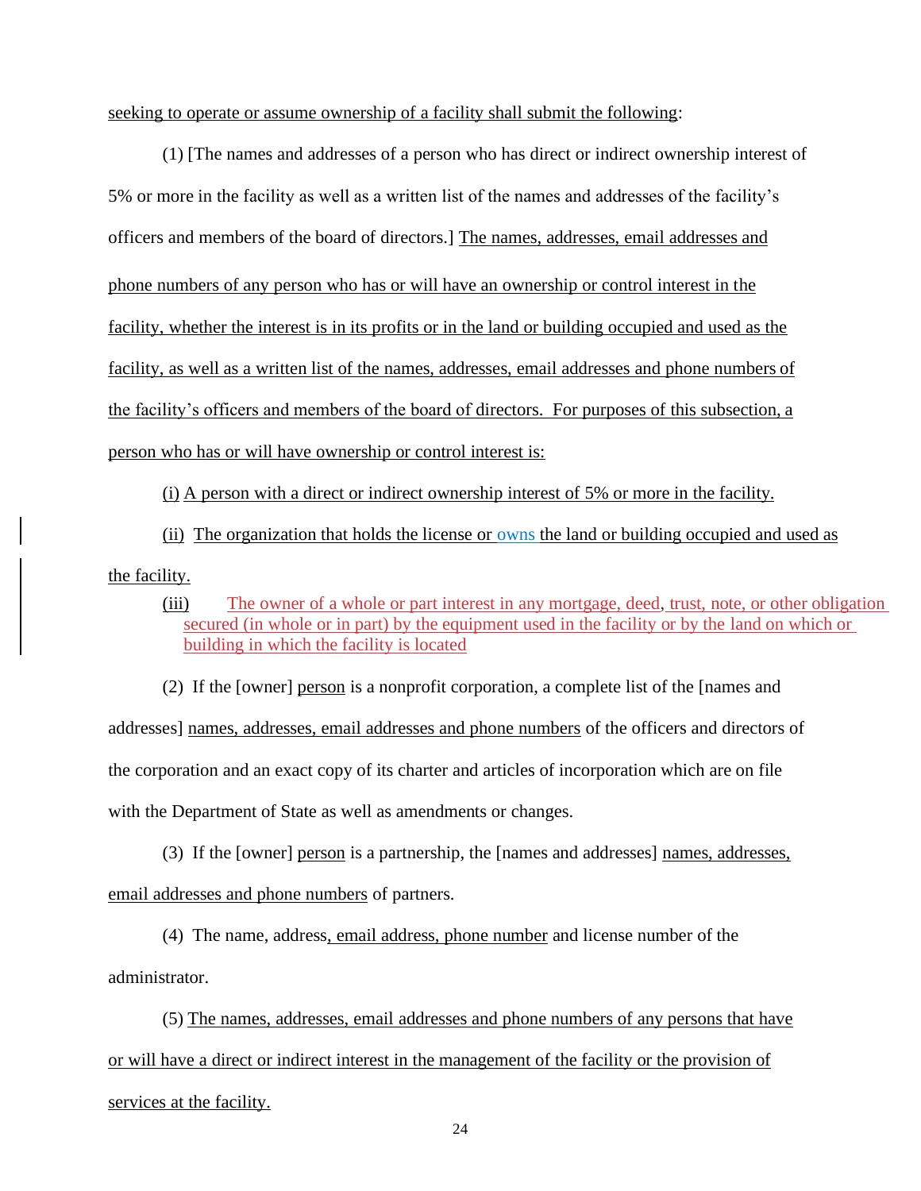seeking to operate or assume ownership of a facility shall submit the following:

(1) [The names and addresses of a person who has direct or indirect ownership interest of 5% or more in the facility as well as a written list of the names and addresses of the facility's officers and members of the board of directors.] The names, addresses, email addresses and phone numbers of any person who has or will have an ownership or control interest in the facility, whether the interest is in its profits or in the land or building occupied and used as the facility, as well as a written list of the names, addresses, email addresses and phone numbers of the facility's officers and members of the board of directors. For purposes of this subsection, a person who has or will have ownership or control interest is:

(i) A person with a direct or indirect ownership interest of 5% or more in the facility.

(ii) The organization that holds the license or owns the land or building occupied and used as the facility.

(iii) The owner of a whole or part interest in any mortgage, deed, trust, note, or other obligation secured (in whole or in part) by the equipment used in the facility or by the land on which or building in which the facility is located

(2) If the [owner] person is a nonprofit corporation, a complete list of the [names and addresses] names, addresses, email addresses and phone numbers of the officers and directors of the corporation and an exact copy of its charter and articles of incorporation which are on file with the Department of State as well as amendments or changes.

(3) If the [owner] person is a partnership, the [names and addresses] names, addresses, email addresses and phone numbers of partners.

(4) The name, address, email address, phone number and license number of the administrator.

(5) The names, addresses, email addresses and phone numbers of any persons that have or will have a direct or indirect interest in the management of the facility or the provision of services at the facility.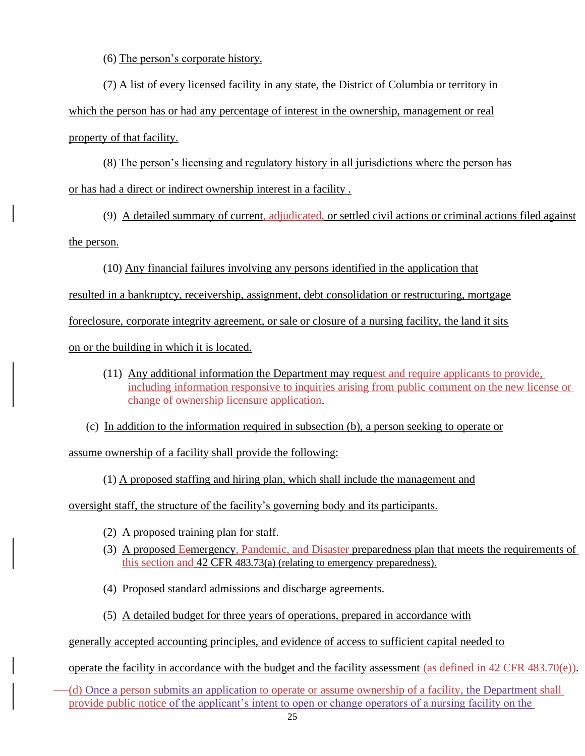(6) The person's corporate history.

(7) A list of every licensed facility in any state, the District of Columbia or territory in which the person has or had any percentage of interest in the ownership, management or real property of that facility.

(8) The person's licensing and regulatory history in all jurisdictions where the person has or has had a direct or indirect ownership interest in a facility .

(9) A detailed summary of current, adjudicated, or settled civil actions or criminal actions filed against the person.

(10) Any financial failures involving any persons identified in the application that resulted in a bankruptcy, receivership, assignment, debt consolidation or restructuring, mortgage foreclosure, corporate integrity agreement, or sale or closure of a nursing facility, the land it sits on or the building in which it is located.

(11) Any additional information the Department may request and require applicants to provide, including information responsive to inquiries arising from public comment on the new license or change of ownership licensure application.

(c) In addition to the information required in subsection (b), a person seeking to operate or assume ownership of a facility shall provide the following:

(1) A proposed staffing and hiring plan, which shall include the management and oversight staff, the structure of the facility's governing body and its participants.

(2) A proposed training plan for staff.

(3) A proposed Eemergency, Pandemic, and Disaster preparedness plan that meets the requirements of this section and 42 CFR 483.73(a) (relating to emergency preparedness).

(4) Proposed standard admissions and discharge agreements.

(5) A detailed budget for three years of operations, prepared in accordance with generally accepted accounting principles, and evidence of access to sufficient capital needed to operate the facility in accordance with the budget and the facility assessment (as defined in 42 CFR 483.70(e)).

(d) Once a person submits an application to operate or assume ownership of a facility, the Department shall provide public notice of the applicant's intent to open or change operators of a nursing facility on the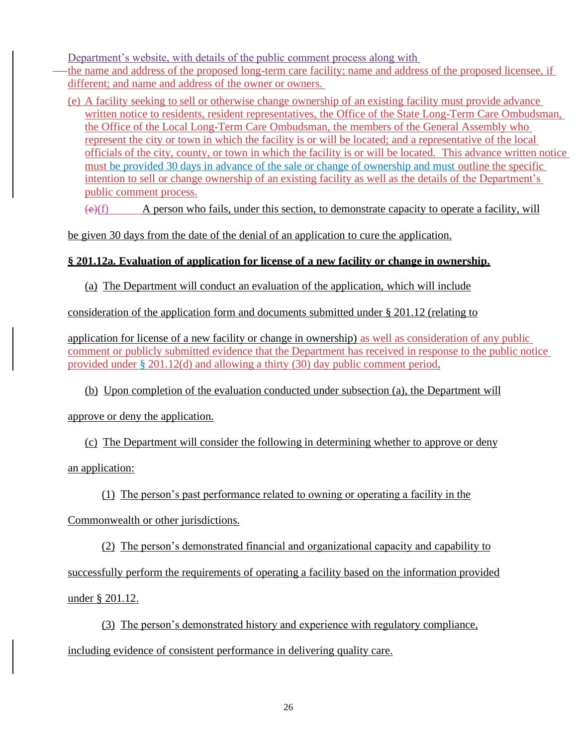Department's website, with details of the public comment process along with the name and address of the proposed long-term care facility; name and address of the proposed licensee, if different; and name and address of the owner or owners.

(e) A facility seeking to sell or otherwise change ownership of an existing facility must provide advance written notice to residents, resident representatives, the Office of the State Long-Term Care Ombudsman, the Office of the Local Long-Term Care Ombudsman, the members of the General Assembly who represent the city or town in which the facility is or will be located; and a representative of the local officials of the city, county, or town in which the facility is or will be located. This advance written notice must be provided 30 days in advance of the sale or change of ownership and must outline the specific intention to sell or change ownership of an existing facility as well as the details of the Department's public comment process.

~~(e)~~(f) A person who fails, under this section, to demonstrate capacity to operate a facility, will be given 30 days from the date of the denial of an application to cure the application.

**§ 201.12a. Evaluation of application for license of a new facility or change in ownership.**

(a) The Department will conduct an evaluation of the application, which will include consideration of the application form and documents submitted under § 201.12 (relating to application for license of a new facility or change in ownership) as well as consideration of any public comment or publicly submitted evidence that the Department has received in response to the public notice provided under § 201.12(d) and allowing a thirty (30) day public comment period.

(b) Upon completion of the evaluation conducted under subsection (a), the Department will approve or deny the application.

(c) The Department will consider the following in determining whether to approve or deny an application:

(1) The person's past performance related to owning or operating a facility in the Commonwealth or other jurisdictions.

(2) The person's demonstrated financial and organizational capacity and capability to successfully perform the requirements of operating a facility based on the information provided under § 201.12.

(3) The person's demonstrated history and experience with regulatory compliance, including evidence of consistent performance in delivering quality care.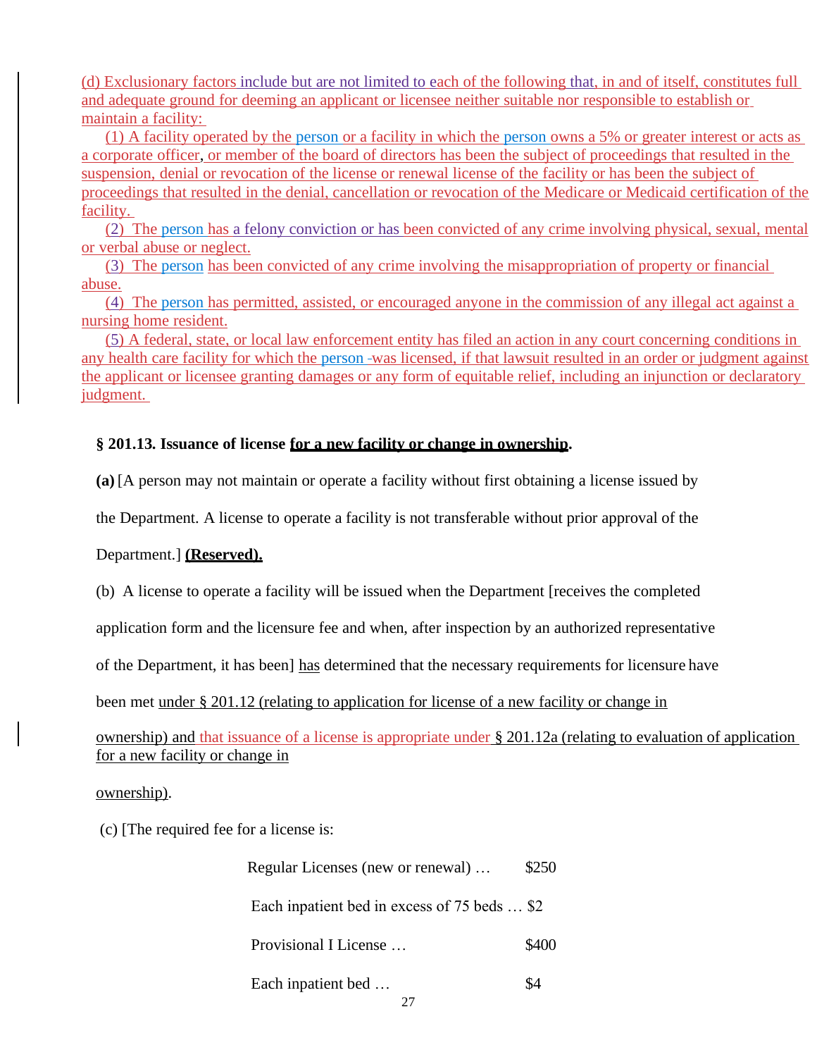(d) Exclusionary factors include but are not limited to each of the following that, in and of itself, constitutes full and adequate ground for deeming an applicant or licensee neither suitable nor responsible to establish or maintain a facility:

(1) A facility operated by the person or a facility in which the person owns a 5% or greater interest or acts as a corporate officer, or member of the board of directors has been the subject of proceedings that resulted in the suspension, denial or revocation of the license or renewal license of the facility or has been the subject of proceedings that resulted in the denial, cancellation or revocation of the Medicare or Medicaid certification of the facility.

(2) The person has a felony conviction or has been convicted of any crime involving physical, sexual, mental or verbal abuse or neglect.

(3) The person has been convicted of any crime involving the misappropriation of property or financial abuse.

(4) The person has permitted, assisted, or encouraged anyone in the commission of any illegal act against a nursing home resident.

(5) A federal, state, or local law enforcement entity has filed an action in any court concerning conditions in any health care facility for which the person was licensed, if that lawsuit resulted in an order or judgment against the applicant or licensee granting damages or any form of equitable relief, including an injunction or declaratory judgment.

**§ 201.13. Issuance of license for a new facility or change in ownership.**

**(a)** [A person may not maintain or operate a facility without first obtaining a license issued by the Department. A license to operate a facility is not transferable without prior approval of the Department.] **(Reserved).**

(b) A license to operate a facility will be issued when the Department [receives the completed application form and the licensure fee and when, after inspection by an authorized representative of the Department, it has been] has determined that the necessary requirements for licensure have been met under § 201.12 (relating to application for license of a new facility or change in ownership) and that issuance of a license is appropriate under § 201.12a (relating to evaluation of application for a new facility or change in ownership).

(c) [The required fee for a license is:

| | |
|---|---|
| Regular Licenses (new or renewal) … | $250 |
| Each inpatient bed in excess of 75 beds … | $2 |
| Provisional I License … | $400 |
| Each inpatient bed … | $4 |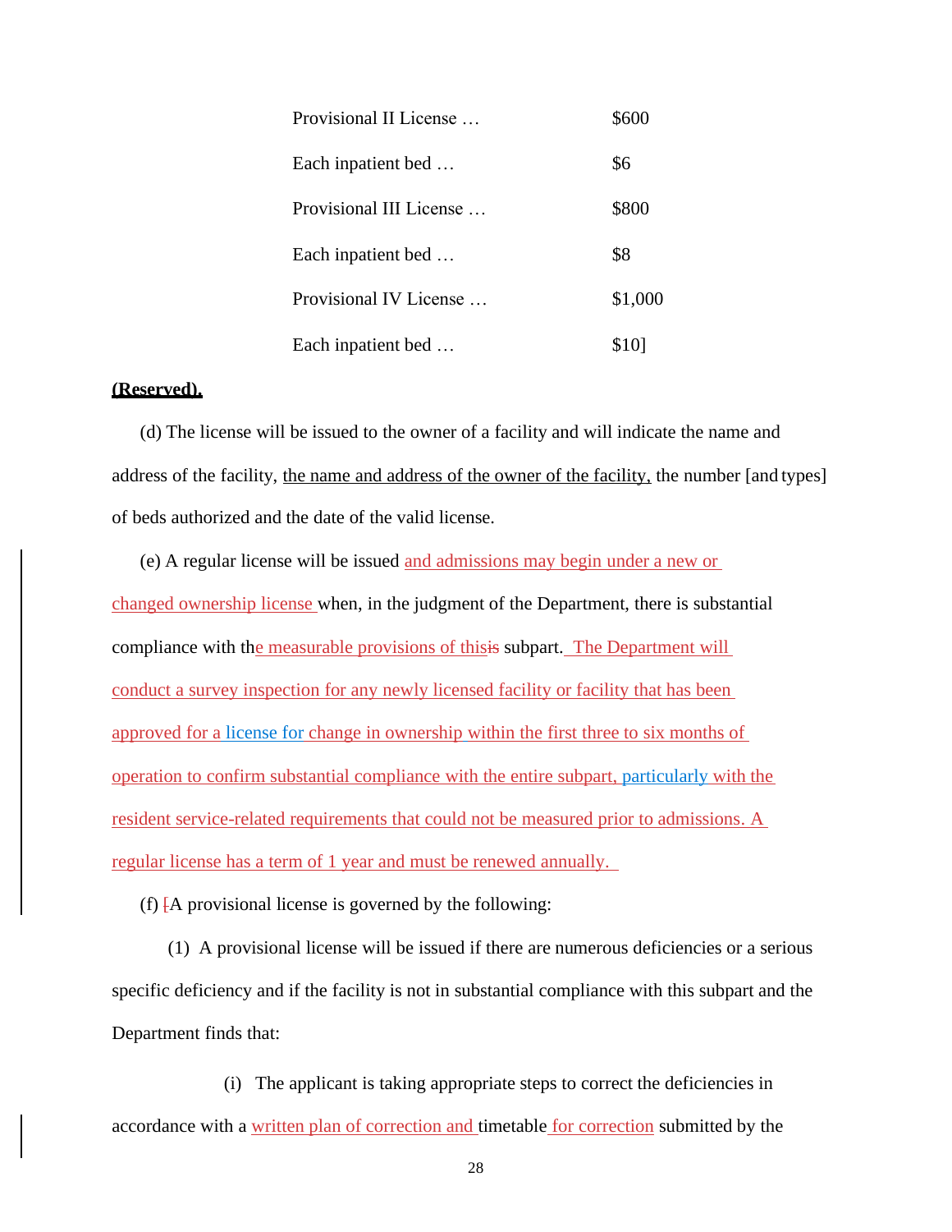| | |
|---|---|
| Provisional II License … | $600 |
| Each inpatient bed … | $6 |
| Provisional III License … | $800 |
| Each inpatient bed … | $8 |
| Provisional IV License … | $1,000 |
| Each inpatient bed … | $10] |

**(Reserved).**

(d) The license will be issued to the owner of a facility and will indicate the name and address of the facility, the name and address of the owner of the facility, the number [and types] of beds authorized and the date of the valid license.

(e) A regular license will be issued and admissions may begin under a new or changed ownership license when, in the judgment of the Department, there is substantial compliance with the measurable provisions of this subpart. The Department will conduct a survey inspection for any newly licensed facility or facility that has been approved for a license for change in ownership within the first three to six months of operation to confirm substantial compliance with the entire subpart, particularly with the resident service-related requirements that could not be measured prior to admissions. A regular license has a term of 1 year and must be renewed annually.

(f) A provisional license is governed by the following:

(1) A provisional license will be issued if there are numerous deficiencies or a serious specific deficiency and if the facility is not in substantial compliance with this subpart and the Department finds that:

(i) The applicant is taking appropriate steps to correct the deficiencies in accordance with a written plan of correction and timetable for correction submitted by the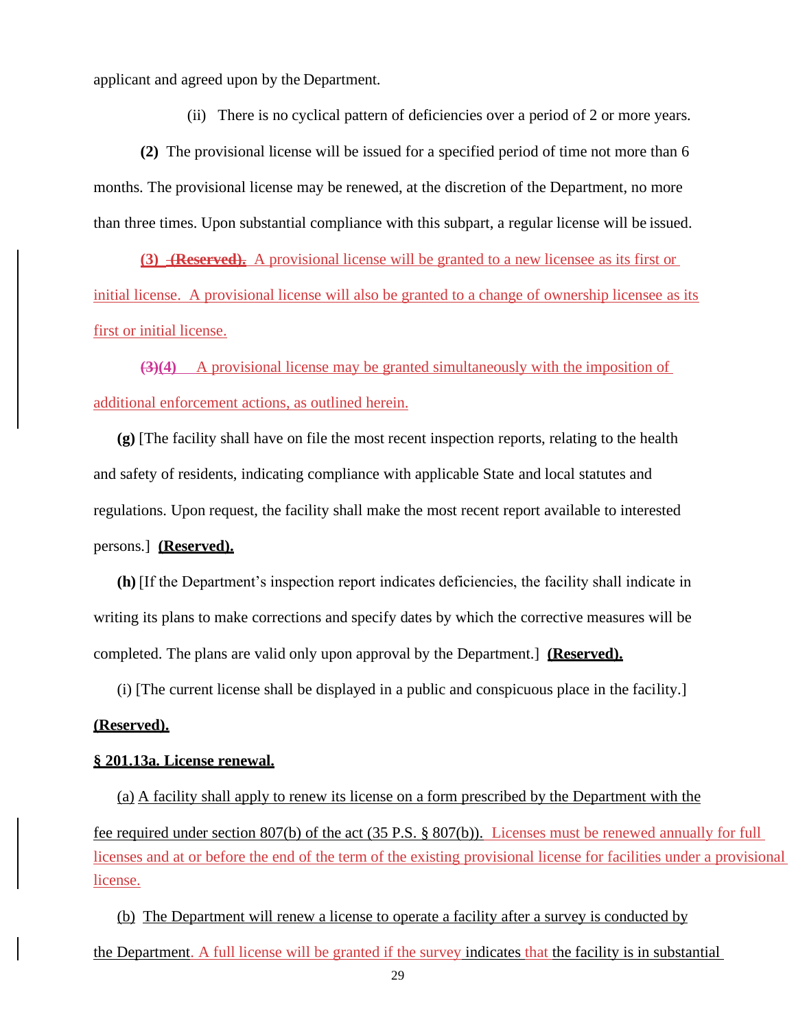applicant and agreed upon by the Department.

(ii) There is no cyclical pattern of deficiencies over a period of 2 or more years.

**(2)** The provisional license will be issued for a specified period of time not more than 6 months. The provisional license may be renewed, at the discretion of the Department, no more than three times. Upon substantial compliance with this subpart, a regular license will be issued.

**(3)** ~~**(Reserved).**~~ A provisional license will be granted to a new licensee as its first or initial license. A provisional license will also be granted to a change of ownership licensee as its first or initial license.

~~**(3)**~~**(4)** A provisional license may be granted simultaneously with the imposition of additional enforcement actions, as outlined herein.

**(g)** [The facility shall have on file the most recent inspection reports, relating to the health and safety of residents, indicating compliance with applicable State and local statutes and regulations. Upon request, the facility shall make the most recent report available to interested persons.] **(Reserved).**

**(h)** [If the Department's inspection report indicates deficiencies, the facility shall indicate in writing its plans to make corrections and specify dates by which the corrective measures will be completed. The plans are valid only upon approval by the Department.] **(Reserved).**

(i) [The current license shall be displayed in a public and conspicuous place in the facility.] **(Reserved).**

**§ 201.13a. License renewal.**

(a) A facility shall apply to renew its license on a form prescribed by the Department with the fee required under section 807(b) of the act (35 P.S. § 807(b)). Licenses must be renewed annually for full licenses and at or before the end of the term of the existing provisional license for facilities under a provisional license.

(b) The Department will renew a license to operate a facility after a survey is conducted by the Department. A full license will be granted if the survey indicates that the facility is in substantial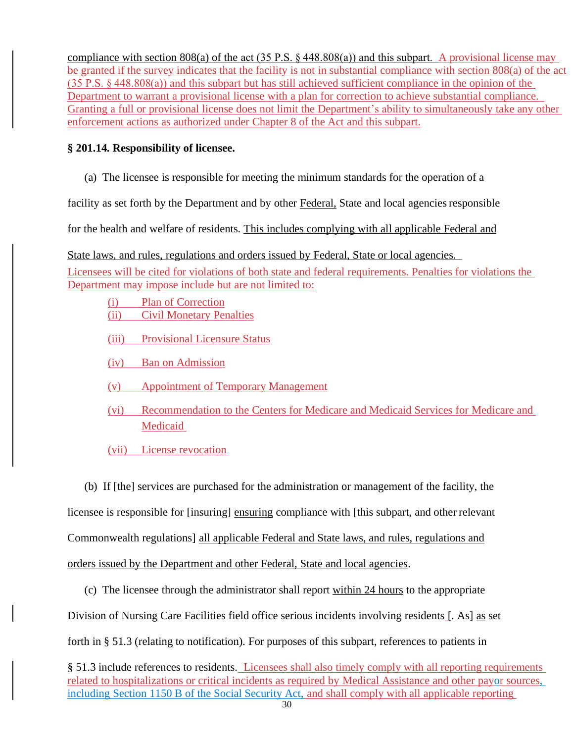compliance with section 808(a) of the act (35 P.S. § 448.808(a)) and this subpart. A provisional license may be granted if the survey indicates that the facility is not in substantial compliance with section 808(a) of the act (35 P.S. § 448.808(a)) and this subpart but has still achieved sufficient compliance in the opinion of the Department to warrant a provisional license with a plan for correction to achieve substantial compliance. Granting a full or provisional license does not limit the Department's ability to simultaneously take any other enforcement actions as authorized under Chapter 8 of the Act and this subpart.

**§ 201.14. Responsibility of licensee.**

(a) The licensee is responsible for meeting the minimum standards for the operation of a facility as set forth by the Department and by other Federal, State and local agencies responsible for the health and welfare of residents. This includes complying with all applicable Federal and State laws, and rules, regulations and orders issued by Federal, State or local agencies. Licensees will be cited for violations of both state and federal requirements. Penalties for violations the Department may impose include but are not limited to:

(i) Plan of Correction
(ii) Civil Monetary Penalties
(iii) Provisional Licensure Status
(iv) Ban on Admission
(v) Appointment of Temporary Management
(vi) Recommendation to the Centers for Medicare and Medicaid Services for Medicare and Medicaid
(vii) License revocation

(b) If [the] services are purchased for the administration or management of the facility, the licensee is responsible for [insuring] ensuring compliance with [this subpart, and other relevant Commonwealth regulations] all applicable Federal and State laws, and rules, regulations and orders issued by the Department and other Federal, State and local agencies.

(c) The licensee through the administrator shall report within 24 hours to the appropriate Division of Nursing Care Facilities field office serious incidents involving residents [. As] as set forth in § 51.3 (relating to notification). For purposes of this subpart, references to patients in § 51.3 include references to residents. Licensees shall also timely comply with all reporting requirements related to hospitalizations or critical incidents as required by Medical Assistance and other payor sources, including Section 1150 B of the Social Security Act, and shall comply with all applicable reporting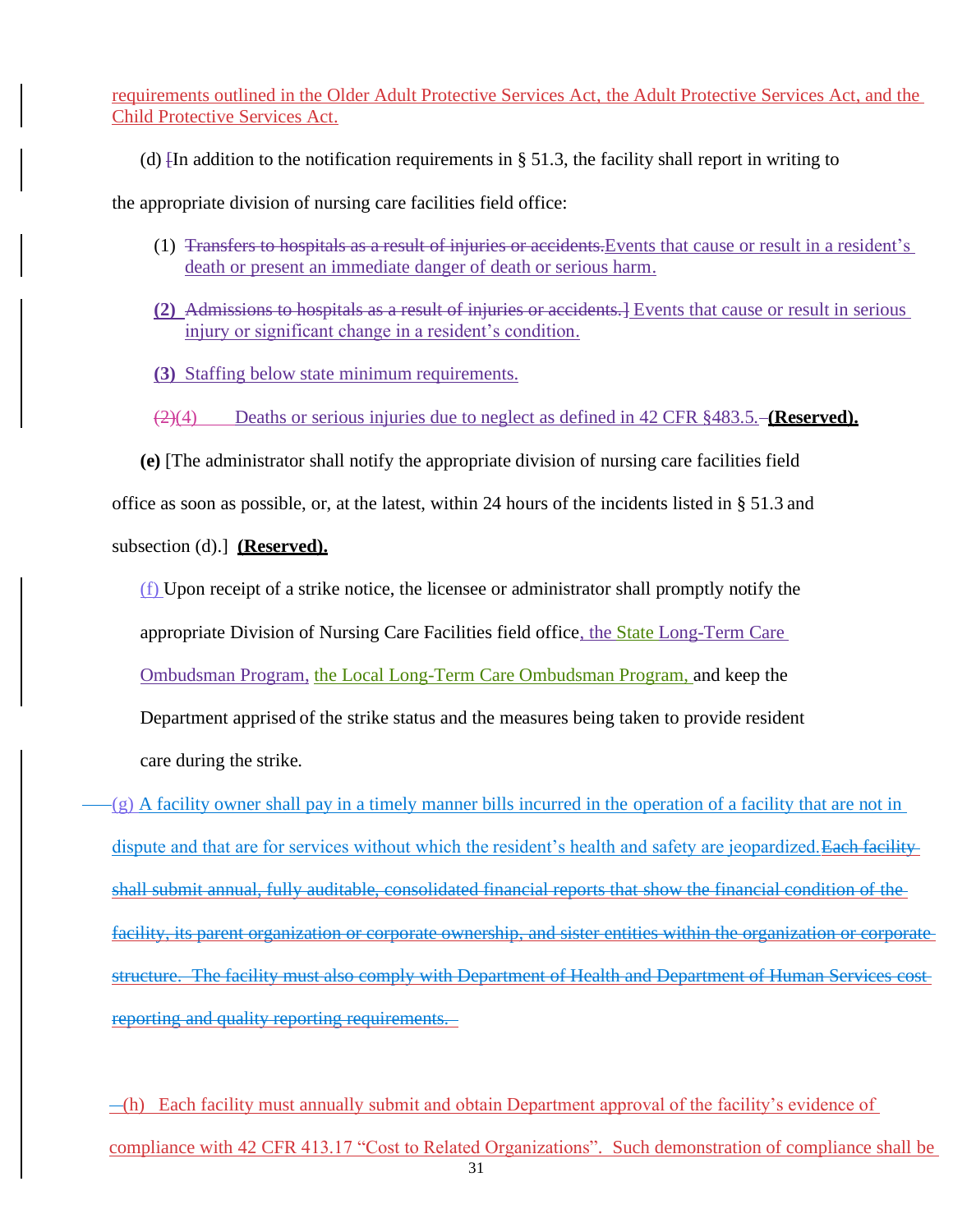requirements outlined in the Older Adult Protective Services Act, the Adult Protective Services Act, and the Child Protective Services Act.

(d) [In addition to the notification requirements in § 51.3, the facility shall report in writing to the appropriate division of nursing care facilities field office:

(1) ~~Transfers to hospitals as a result of injuries or accidents.~~Events that cause or result in a resident's death or present an immediate danger of death or serious harm.

**(2)** ~~Admissions to hospitals as a result of injuries or accidents.]~~ Events that cause or result in serious injury or significant change in a resident's condition.

**(3)** Staffing below state minimum requirements.

~~(2)~~(4) Deaths or serious injuries due to neglect as defined in 42 CFR §483.5. **(Reserved).**

**(e)** [The administrator shall notify the appropriate division of nursing care facilities field office as soon as possible, or, at the latest, within 24 hours of the incidents listed in § 51.3 and subsection (d).] **(Reserved).**

(f) Upon receipt of a strike notice, the licensee or administrator shall promptly notify the appropriate Division of Nursing Care Facilities field office, the State Long-Term Care Ombudsman Program, the Local Long-Term Care Ombudsman Program, and keep the Department apprised of the strike status and the measures being taken to provide resident care during the strike.

(g) A facility owner shall pay in a timely manner bills incurred in the operation of a facility that are not in dispute and that are for services without which the resident's health and safety are jeopardized. ~~Each facility shall submit annual, fully auditable, consolidated financial reports that show the financial condition of the facility, its parent organization or corporate ownership, and sister entities within the organization or corporate structure. The facility must also comply with Department of Health and Department of Human Services cost reporting and quality reporting requirements.~~

(h) Each facility must annually submit and obtain Department approval of the facility's evidence of compliance with 42 CFR 413.17 "Cost to Related Organizations". Such demonstration of compliance shall be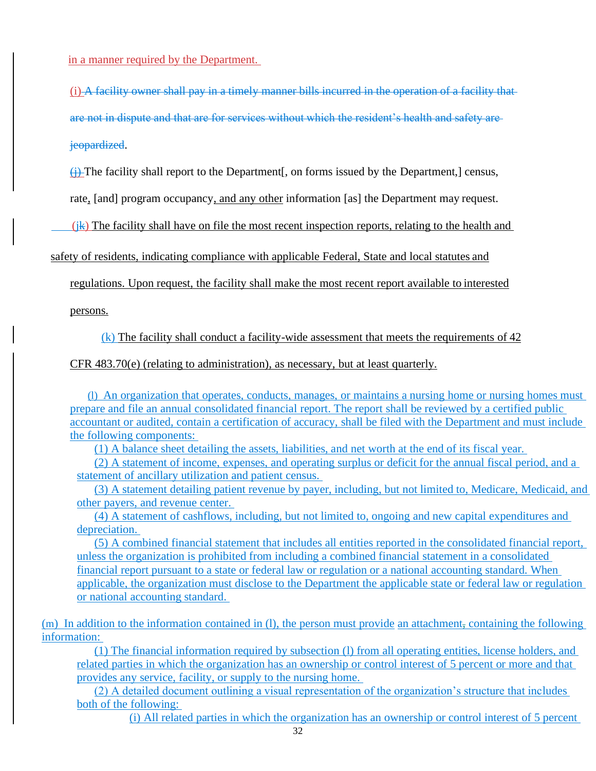in a manner required by the Department.

(i) ~~A facility owner shall pay in a timely manner bills incurred in the operation of a facility that are not in dispute and that are for services without which the resident's health and safety are jeopardized~~.

~~(j)~~ The facility shall report to the Department[, on forms issued by the Department,] census, rate, [and] program occupancy, and any other information [as] the Department may request.

(j~~k~~) The facility shall have on file the most recent inspection reports, relating to the health and safety of residents, indicating compliance with applicable Federal, State and local statutes and regulations. Upon request, the facility shall make the most recent report available to interested persons.

(k) The facility shall conduct a facility-wide assessment that meets the requirements of 42 CFR 483.70(e) (relating to administration), as necessary, but at least quarterly.

(l) An organization that operates, conducts, manages, or maintains a nursing home or nursing homes must prepare and file an annual consolidated financial report. The report shall be reviewed by a certified public accountant or audited, contain a certification of accuracy, shall be filed with the Department and must include the following components:

(1) A balance sheet detailing the assets, liabilities, and net worth at the end of its fiscal year.

(2) A statement of income, expenses, and operating surplus or deficit for the annual fiscal period, and a statement of ancillary utilization and patient census.

(3) A statement detailing patient revenue by payer, including, but not limited to, Medicare, Medicaid, and other payers, and revenue center.

(4) A statement of cashflows, including, but not limited to, ongoing and new capital expenditures and depreciation.

(5) A combined financial statement that includes all entities reported in the consolidated financial report, unless the organization is prohibited from including a combined financial statement in a consolidated financial report pursuant to a state or federal law or regulation or a national accounting standard. When applicable, the organization must disclose to the Department the applicable state or federal law or regulation or national accounting standard.

(m) In addition to the information contained in (l), the person must provide an attachment~~,~~ containing the following information:

(1) The financial information required by subsection (l) from all operating entities, license holders, and related parties in which the organization has an ownership or control interest of 5 percent or more and that provides any service, facility, or supply to the nursing home.

(2) A detailed document outlining a visual representation of the organization's structure that includes both of the following:

(i) All related parties in which the organization has an ownership or control interest of 5 percent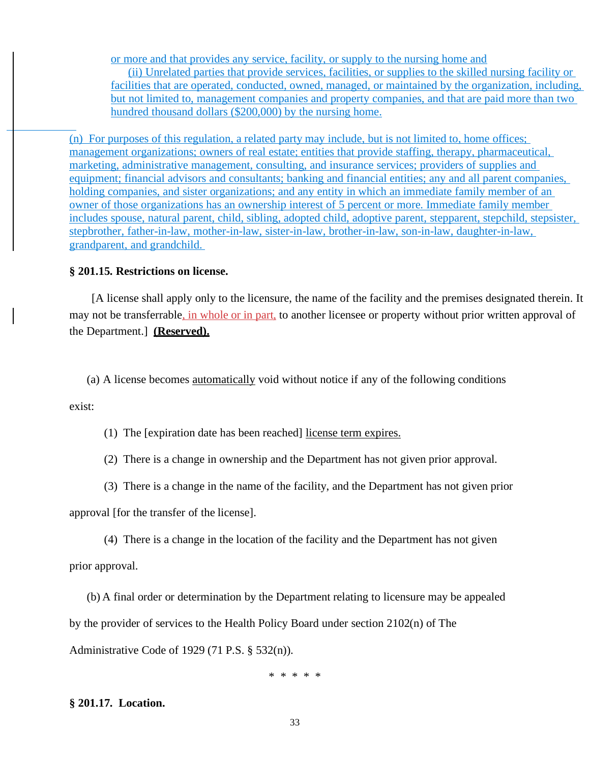or more and that provides any service, facility, or supply to the nursing home and

(ii) Unrelated parties that provide services, facilities, or supplies to the skilled nursing facility or facilities that are operated, conducted, owned, managed, or maintained by the organization, including, but not limited to, management companies and property companies, and that are paid more than two hundred thousand dollars ($200,000) by the nursing home.

(n) For purposes of this regulation, a related party may include, but is not limited to, home offices; management organizations; owners of real estate; entities that provide staffing, therapy, pharmaceutical, marketing, administrative management, consulting, and insurance services; providers of supplies and equipment; financial advisors and consultants; banking and financial entities; any and all parent companies, holding companies, and sister organizations; and any entity in which an immediate family member of an owner of those organizations has an ownership interest of 5 percent or more. Immediate family member includes spouse, natural parent, child, sibling, adopted child, adoptive parent, stepparent, stepchild, stepsister, stepbrother, father-in-law, mother-in-law, sister-in-law, brother-in-law, son-in-law, daughter-in-law, grandparent, and grandchild.

**§ 201.15. Restrictions on license.**

[A license shall apply only to the licensure, the name of the facility and the premises designated therein. It may not be transferrable, in whole or in part, to another licensee or property without prior written approval of the Department.] **(Reserved).**

(a) A license becomes automatically void without notice if any of the following conditions exist:

(1) The [expiration date has been reached] license term expires.

(2) There is a change in ownership and the Department has not given prior approval.

(3) There is a change in the name of the facility, and the Department has not given prior approval [for the transfer of the license].

(4) There is a change in the location of the facility and the Department has not given prior approval.

(b) A final order or determination by the Department relating to licensure may be appealed by the provider of services to the Health Policy Board under section 2102(n) of The Administrative Code of 1929 (71 P.S. § 532(n)).

\* \* \* \* \*

**§ 201.17. Location.**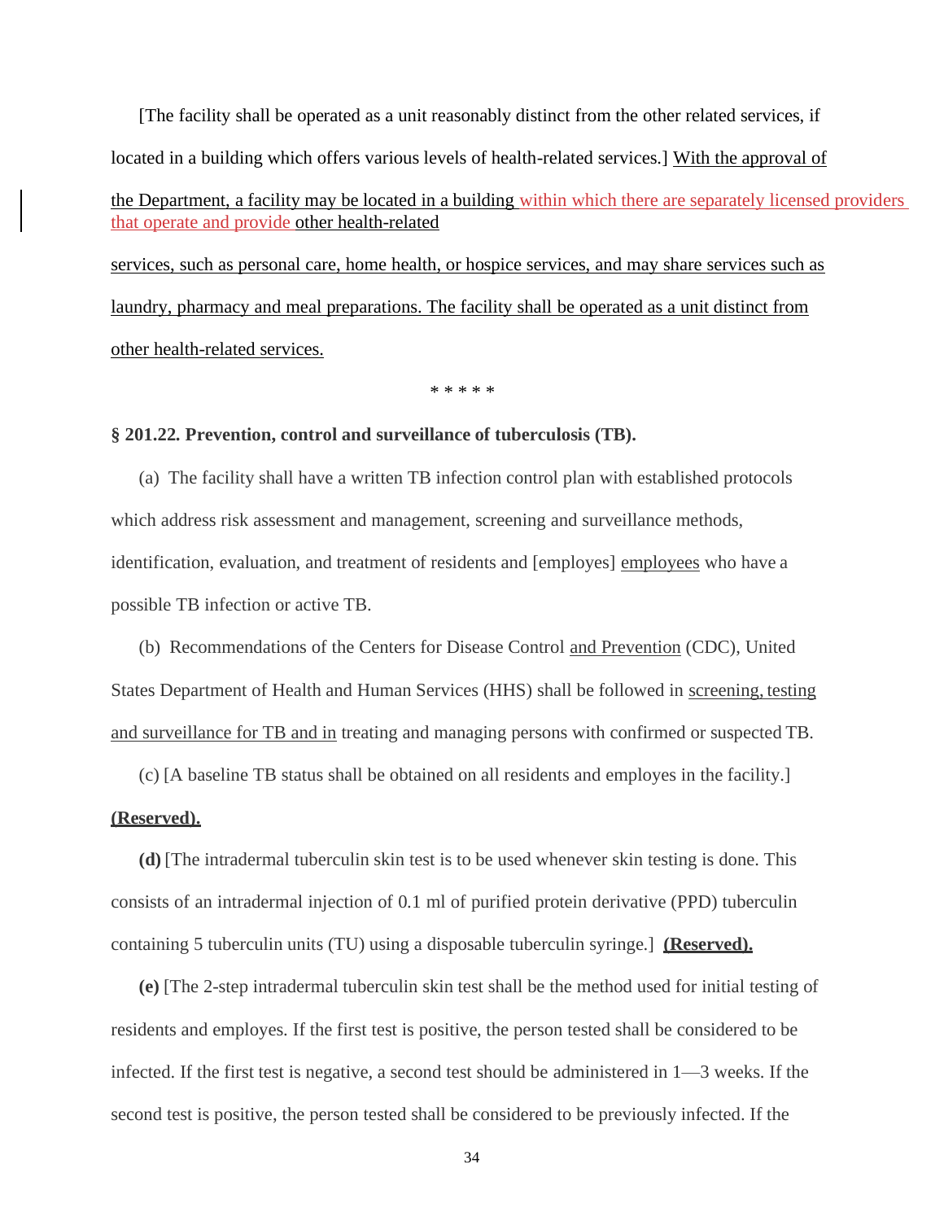[The facility shall be operated as a unit reasonably distinct from the other related services, if located in a building which offers various levels of health-related services.] <u>With the approval of the Department, a facility may be located in a building within which there are separately licensed providers that operate and provide other health-related services, such as personal care, home health, or hospice services, and may share services such as laundry, pharmacy and meal preparations. The facility shall be operated as a unit distinct from other health-related services.</u>

\* \* \* \* \*

**§ 201.22. Prevention, control and surveillance of tuberculosis (TB).**

(a) The facility shall have a written TB infection control plan with established protocols which address risk assessment and management, screening and surveillance methods, identification, evaluation, and treatment of residents and [employes] <u>employees</u> who have a possible TB infection or active TB.

(b) Recommendations of the Centers for Disease Control <u>and Prevention</u> (CDC), United States Department of Health and Human Services (HHS) shall be followed in <u>screening, testing and surveillance for TB and in</u> treating and managing persons with confirmed or suspected TB.

(c) [A baseline TB status shall be obtained on all residents and employes in the facility.] <u>**(Reserved).**</u>

**(d)** [The intradermal tuberculin skin test is to be used whenever skin testing is done. This consists of an intradermal injection of 0.1 ml of purified protein derivative (PPD) tuberculin containing 5 tuberculin units (TU) using a disposable tuberculin syringe.] <u>**(Reserved).**</u>

**(e)** [The 2-step intradermal tuberculin skin test shall be the method used for initial testing of residents and employes. If the first test is positive, the person tested shall be considered to be infected. If the first test is negative, a second test should be administered in 1—3 weeks. If the second test is positive, the person tested shall be considered to be previously infected. If the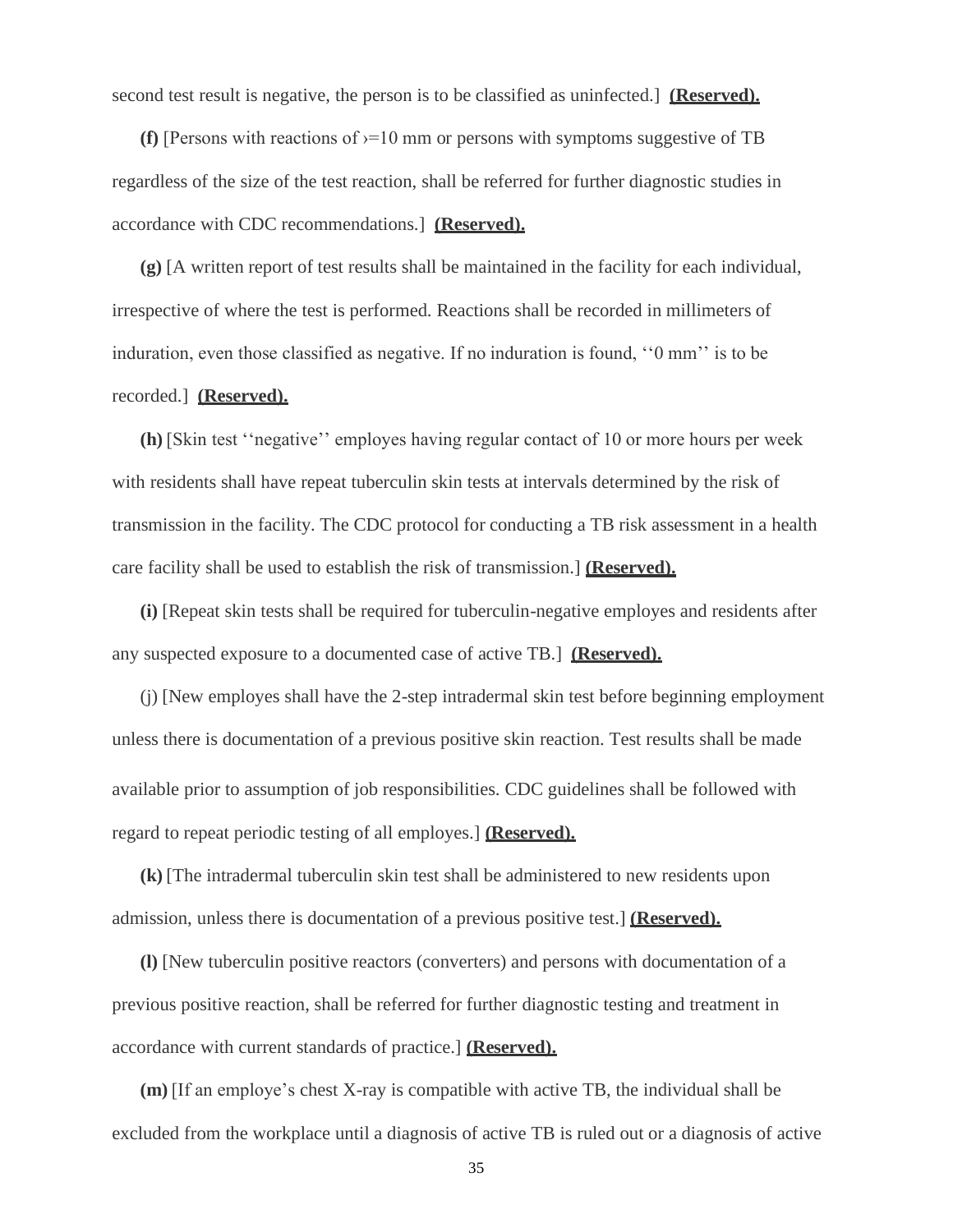second test result is negative, the person is to be classified as uninfected.] **(Reserved).**

**(f)** [Persons with reactions of ›=10 mm or persons with symptoms suggestive of TB regardless of the size of the test reaction, shall be referred for further diagnostic studies in accordance with CDC recommendations.] **(Reserved).**

**(g)** [A written report of test results shall be maintained in the facility for each individual, irrespective of where the test is performed. Reactions shall be recorded in millimeters of induration, even those classified as negative. If no induration is found, ''0 mm'' is to be recorded.] **(Reserved).**

**(h)** [Skin test ''negative'' employes having regular contact of 10 or more hours per week with residents shall have repeat tuberculin skin tests at intervals determined by the risk of transmission in the facility. The CDC protocol for conducting a TB risk assessment in a health care facility shall be used to establish the risk of transmission.] **(Reserved).**

**(i)** [Repeat skin tests shall be required for tuberculin-negative employes and residents after any suspected exposure to a documented case of active TB.] **(Reserved).**

(j) [New employes shall have the 2-step intradermal skin test before beginning employment unless there is documentation of a previous positive skin reaction. Test results shall be made available prior to assumption of job responsibilities. CDC guidelines shall be followed with regard to repeat periodic testing of all employes.] **(Reserved).**

**(k)** [The intradermal tuberculin skin test shall be administered to new residents upon admission, unless there is documentation of a previous positive test.] **(Reserved).**

**(l)** [New tuberculin positive reactors (converters) and persons with documentation of a previous positive reaction, shall be referred for further diagnostic testing and treatment in accordance with current standards of practice.] **(Reserved).**

**(m)** [If an employe's chest X-ray is compatible with active TB, the individual shall be excluded from the workplace until a diagnosis of active TB is ruled out or a diagnosis of active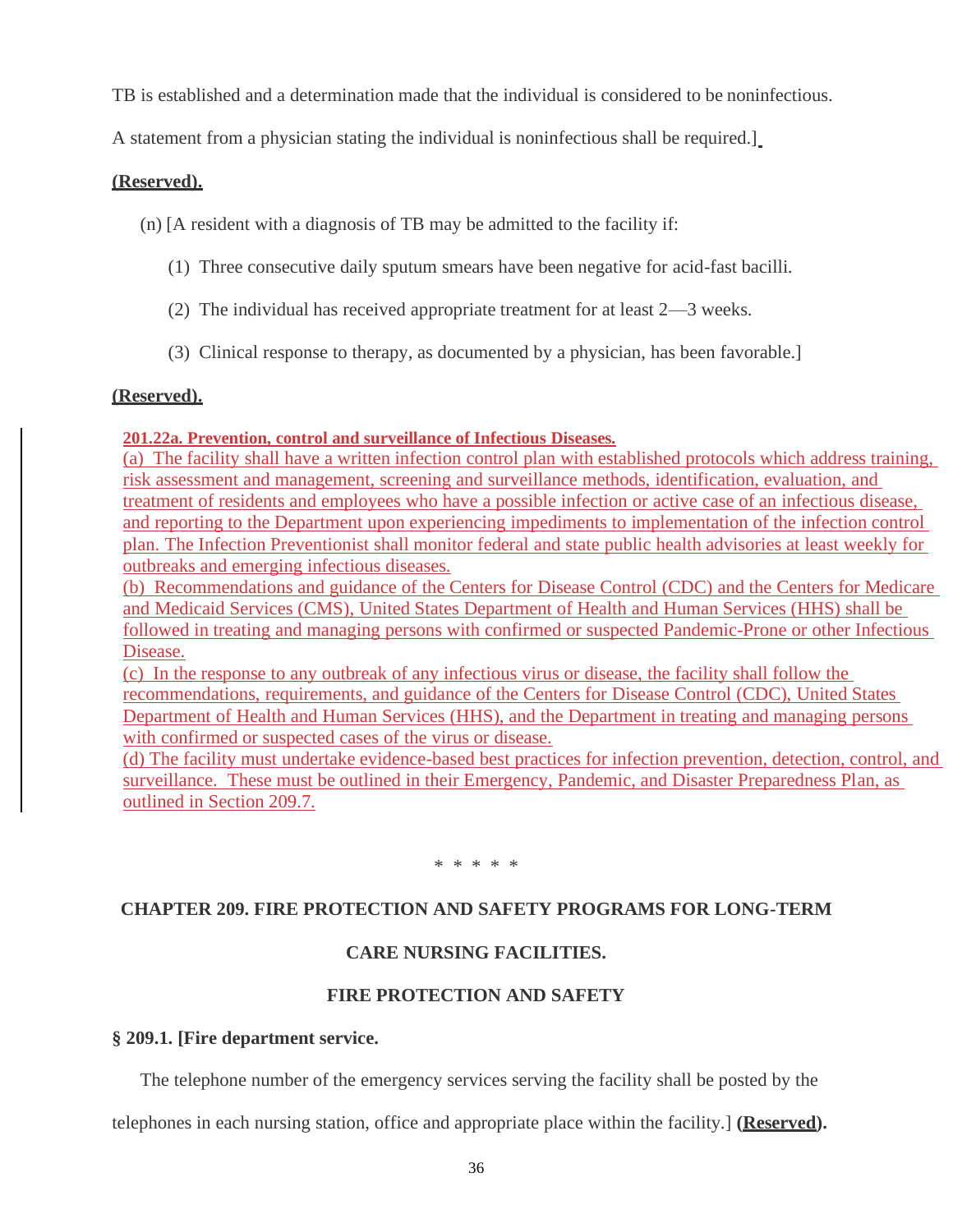TB is established and a determination made that the individual is considered to be noninfectious. A statement from a physician stating the individual is noninfectious shall be required.]

**(Reserved).**

(n) [A resident with a diagnosis of TB may be admitted to the facility if:

(1) Three consecutive daily sputum smears have been negative for acid-fast bacilli.

(2) The individual has received appropriate treatment for at least 2—3 weeks.

(3) Clinical response to therapy, as documented by a physician, has been favorable.]

**(Reserved).**

**201.22a. Prevention, control and surveillance of Infectious Diseases.**

(a) The facility shall have a written infection control plan with established protocols which address training, risk assessment and management, screening and surveillance methods, identification, evaluation, and treatment of residents and employees who have a possible infection or active case of an infectious disease, and reporting to the Department upon experiencing impediments to implementation of the infection control plan. The Infection Preventionist shall monitor federal and state public health advisories at least weekly for outbreaks and emerging infectious diseases.

(b) Recommendations and guidance of the Centers for Disease Control (CDC) and the Centers for Medicare and Medicaid Services (CMS), United States Department of Health and Human Services (HHS) shall be followed in treating and managing persons with confirmed or suspected Pandemic-Prone or other Infectious Disease.

(c) In the response to any outbreak of any infectious virus or disease, the facility shall follow the recommendations, requirements, and guidance of the Centers for Disease Control (CDC), United States Department of Health and Human Services (HHS), and the Department in treating and managing persons with confirmed or suspected cases of the virus or disease.

(d) The facility must undertake evidence-based best practices for infection prevention, detection, control, and surveillance. These must be outlined in their Emergency, Pandemic, and Disaster Preparedness Plan, as outlined in Section 209.7.

\* \* \* \* \*

## CHAPTER 209. FIRE PROTECTION AND SAFETY PROGRAMS FOR LONG-TERM CARE NURSING FACILITIES.

## FIRE PROTECTION AND SAFETY

### § 209.1. [Fire department service.

The telephone number of the emergency services serving the facility shall be posted by the telephones in each nursing station, office and appropriate place within the facility.] **(Reserved).**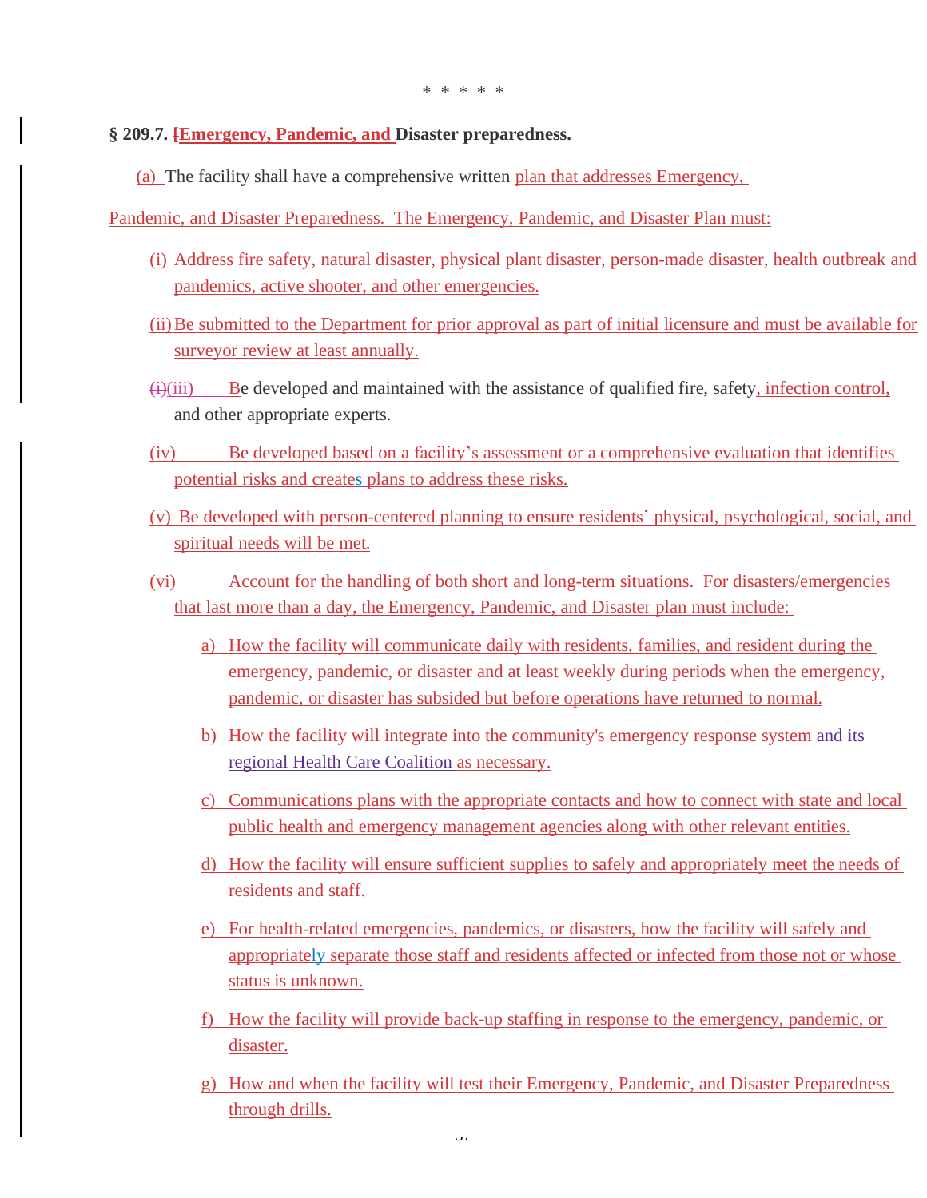\* \* \* \* \*

**§ 209.7. [Emergency, Pandemic, and Disaster preparedness.**

(a) The facility shall have a comprehensive written plan that addresses Emergency, Pandemic, and Disaster Preparedness. The Emergency, Pandemic, and Disaster Plan must:

(i) Address fire safety, natural disaster, physical plant disaster, person-made disaster, health outbreak and pandemics, active shooter, and other emergencies.

(ii) Be submitted to the Department for prior approval as part of initial licensure and must be available for surveyor review at least annually.

~~(i)~~(iii) Be developed and maintained with the assistance of qualified fire, safety, infection control, and other appropriate experts.

(iv) Be developed based on a facility's assessment or a comprehensive evaluation that identifies potential risks and creates plans to address these risks.

(v) Be developed with person-centered planning to ensure residents' physical, psychological, social, and spiritual needs will be met.

(vi) Account for the handling of both short and long-term situations. For disasters/emergencies that last more than a day, the Emergency, Pandemic, and Disaster plan must include:

a) How the facility will communicate daily with residents, families, and resident during the emergency, pandemic, or disaster and at least weekly during periods when the emergency, pandemic, or disaster has subsided but before operations have returned to normal.

b) How the facility will integrate into the community's emergency response system and its regional Health Care Coalition as necessary.

c) Communications plans with the appropriate contacts and how to connect with state and local public health and emergency management agencies along with other relevant entities.

d) How the facility will ensure sufficient supplies to safely and appropriately meet the needs of residents and staff.

e) For health-related emergencies, pandemics, or disasters, how the facility will safely and appropriately separate those staff and residents affected or infected from those not or whose status is unknown.

f) How the facility will provide back-up staffing in response to the emergency, pandemic, or disaster.

g) How and when the facility will test their Emergency, Pandemic, and Disaster Preparedness through drills.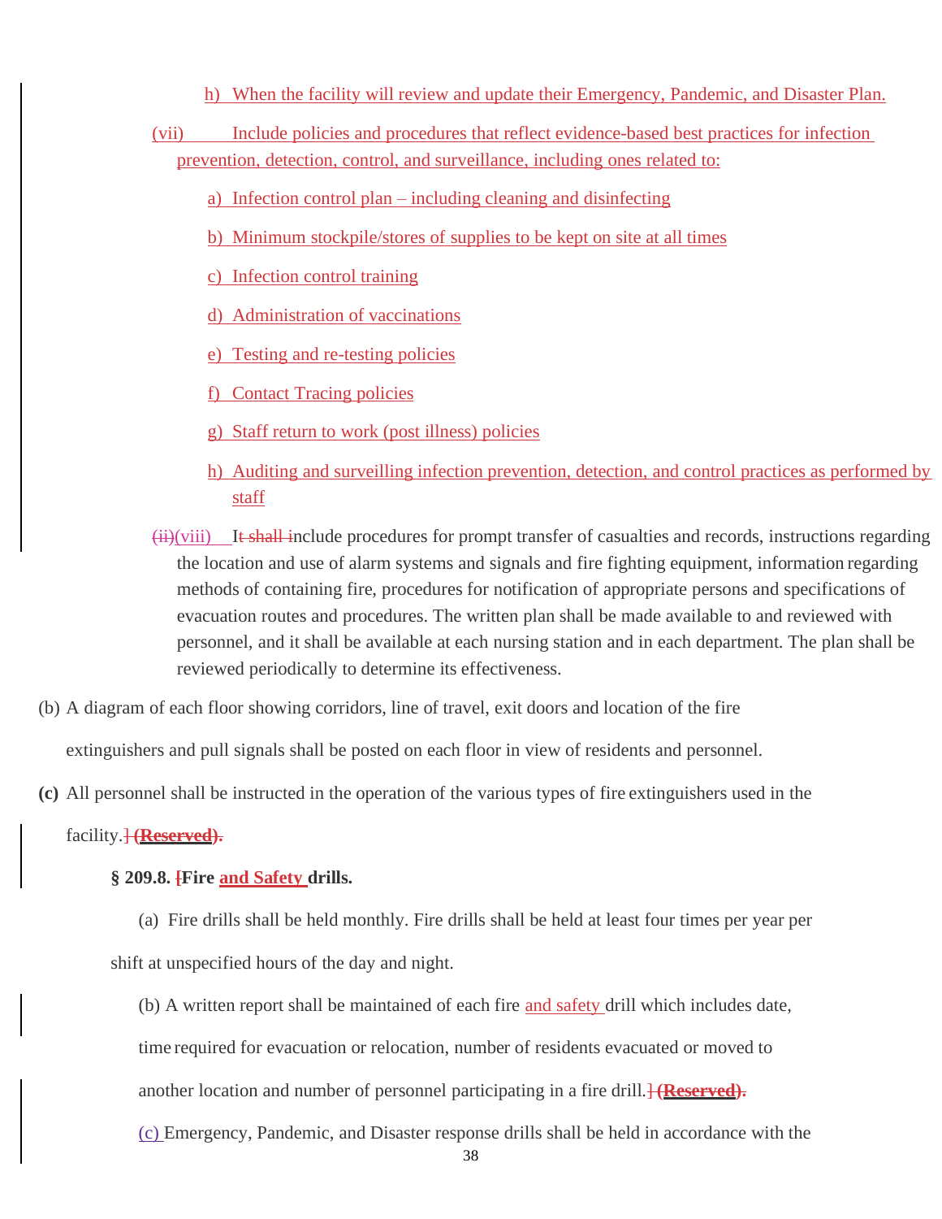h) When the facility will review and update their Emergency, Pandemic, and Disaster Plan.

(vii) Include policies and procedures that reflect evidence-based best practices for infection prevention, detection, control, and surveillance, including ones related to:

a) Infection control plan – including cleaning and disinfecting

b) Minimum stockpile/stores of supplies to be kept on site at all times

c) Infection control training

d) Administration of vaccinations

e) Testing and re-testing policies

f) Contact Tracing policies

g) Staff return to work (post illness) policies

h) Auditing and surveilling infection prevention, detection, and control practices as performed by staff

~~(ii)~~(viii) I~~t shall i~~nclude procedures for prompt transfer of casualties and records, instructions regarding the location and use of alarm systems and signals and fire fighting equipment, information regarding methods of containing fire, procedures for notification of appropriate persons and specifications of evacuation routes and procedures. The written plan shall be made available to and reviewed with personnel, and it shall be available at each nursing station and in each department. The plan shall be reviewed periodically to determine its effectiveness.

(b) A diagram of each floor showing corridors, line of travel, exit doors and location of the fire extinguishers and pull signals shall be posted on each floor in view of residents and personnel.

**(c)** All personnel shall be instructed in the operation of the various types of fire extinguishers used in the facility.~~]~~ ~~**(Reserved).**~~

**§ 209.8. ~~[~~Fire and Safety drills.**

(a) Fire drills shall be held monthly. Fire drills shall be held at least four times per year per shift at unspecified hours of the day and night.

(b) A written report shall be maintained of each fire and safety drill which includes date, time required for evacuation or relocation, number of residents evacuated or moved to another location and number of personnel participating in a fire drill.~~]~~ ~~**(Reserved).**~~

(c) Emergency, Pandemic, and Disaster response drills shall be held in accordance with the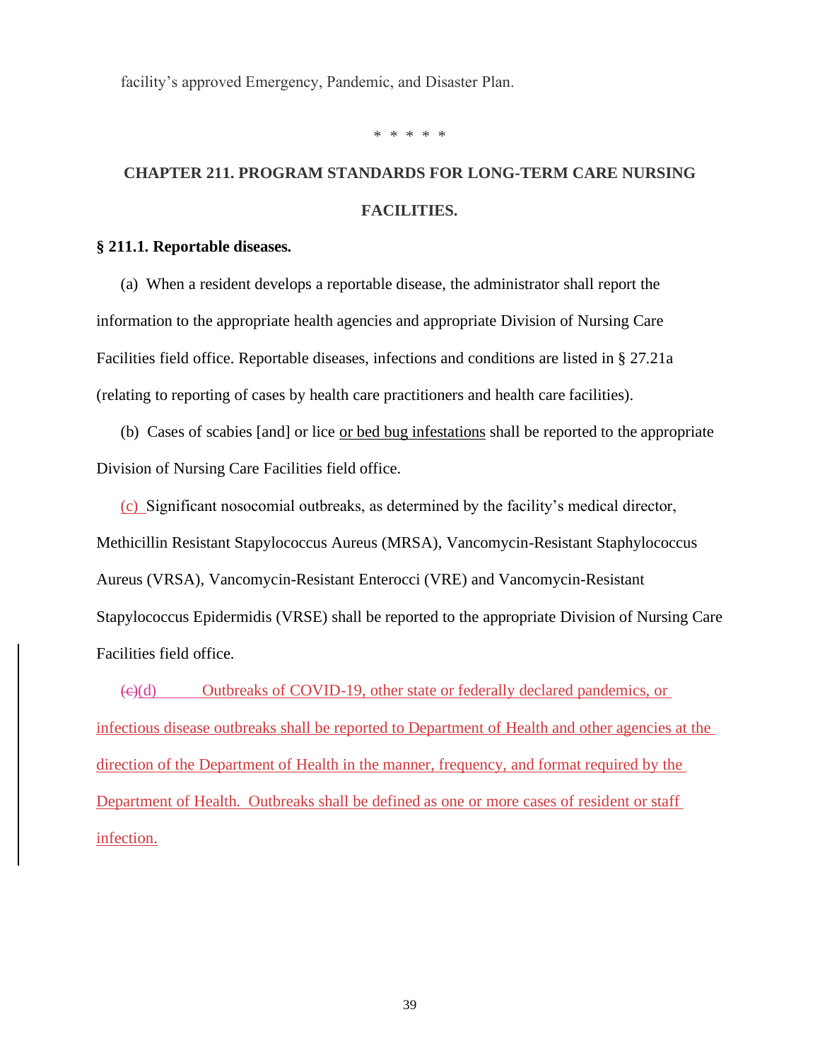facility's approved Emergency, Pandemic, and Disaster Plan.

\* \* \* \* \*

## CHAPTER 211. PROGRAM STANDARDS FOR LONG-TERM CARE NURSING FACILITIES.

**§ 211.1. Reportable diseases.**

(a) When a resident develops a reportable disease, the administrator shall report the information to the appropriate health agencies and appropriate Division of Nursing Care Facilities field office. Reportable diseases, infections and conditions are listed in § 27.21a (relating to reporting of cases by health care practitioners and health care facilities).

(b) Cases of scabies [and] or lice or bed bug infestations shall be reported to the appropriate Division of Nursing Care Facilities field office.

(c) Significant nosocomial outbreaks, as determined by the facility's medical director, Methicillin Resistant Stapylococcus Aureus (MRSA), Vancomycin-Resistant Staphylococcus Aureus (VRSA), Vancomycin-Resistant Enterocci (VRE) and Vancomycin-Resistant Stapylococcus Epidermidis (VRSE) shall be reported to the appropriate Division of Nursing Care Facilities field office.

~~(c)~~(d) Outbreaks of COVID-19, other state or federally declared pandemics, or infectious disease outbreaks shall be reported to Department of Health and other agencies at the direction of the Department of Health in the manner, frequency, and format required by the Department of Health. Outbreaks shall be defined as one or more cases of resident or staff infection.